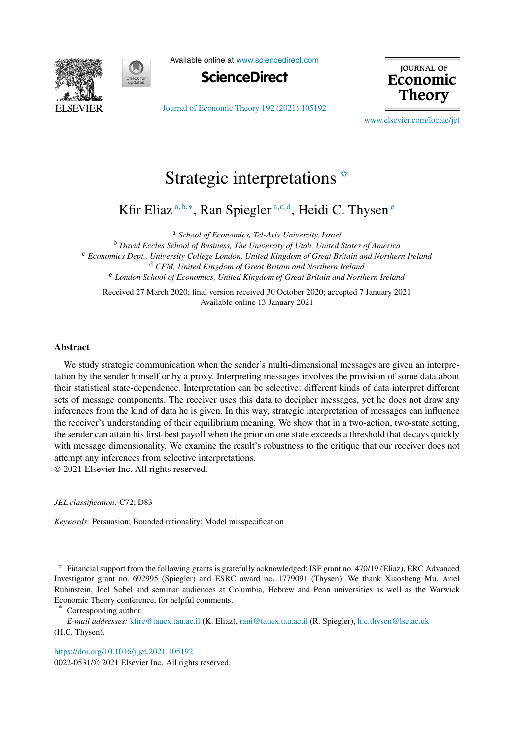# Strategic interpretations [☆]

Kfir Eliaz [a,b,*], Ran Spiegler [a,c,d], Heidi C. Thysen [e]

[a] *School of Economics, Tel-Aviv University, Israel*
[b] *David Eccles School of Business, The University of Utah, United States of America*
[c] *Economics Dept., University College London, United Kingdom of Great Britain and Northern Ireland*
[d] *CFM, United Kingdom of Great Britain and Northern Ireland*
[e] *London School of Economics, United Kingdom of Great Britain and Northern Ireland*

Received 27 March 2020; final version received 30 October 2020; accepted 7 January 2021
Available online 13 January 2021

## Abstract

We study strategic communication when the sender's multi-dimensional messages are given an interpretation by the sender himself or by a proxy. Interpreting messages involves the provision of some data about their statistical state-dependence. Interpretation can be selective: different kinds of data interpret different sets of message components. The receiver uses this data to decipher messages, yet he does not draw any inferences from the kind of data he is given. In this way, strategic interpretation of messages can influence the receiver's understanding of their equilibrium meaning. We show that in a two-action, two-state setting, the sender can attain his first-best payoff when the prior on one state exceeds a threshold that decays quickly with message dimensionality. We examine the result's robustness to the critique that our receiver does not attempt any inferences from selective interpretations.
© 2021 Elsevier Inc. All rights reserved.

*JEL classification:* C72; D83

*Keywords:* Persuasion; Bounded rationality; Model misspecification

---

☆ Financial support from the following grants is gratefully acknowledged: ISF grant no. 470/19 (Eliaz), ERC Advanced Investigator grant no. 692995 (Spiegler) and ESRC award no. 1779091 (Thysen). We thank Xiaosheng Mu, Ariel Rubinstein, Joel Sobel and seminar audiences at Columbia, Hebrew and Penn universities as well as the Warwick Economic Theory conference, for helpful comments.

\* Corresponding author.
*E-mail addresses:* kfire@tauex.tau.ac.il (K. Eliaz), rani@tauex.tau.ac.il (R. Spiegler), h.c.thysen@lse.ac.uk (H.C. Thysen).

https://doi.org/10.1016/j.jet.2021.105192
0022-0531/© 2021 Elsevier Inc. All rights reserved.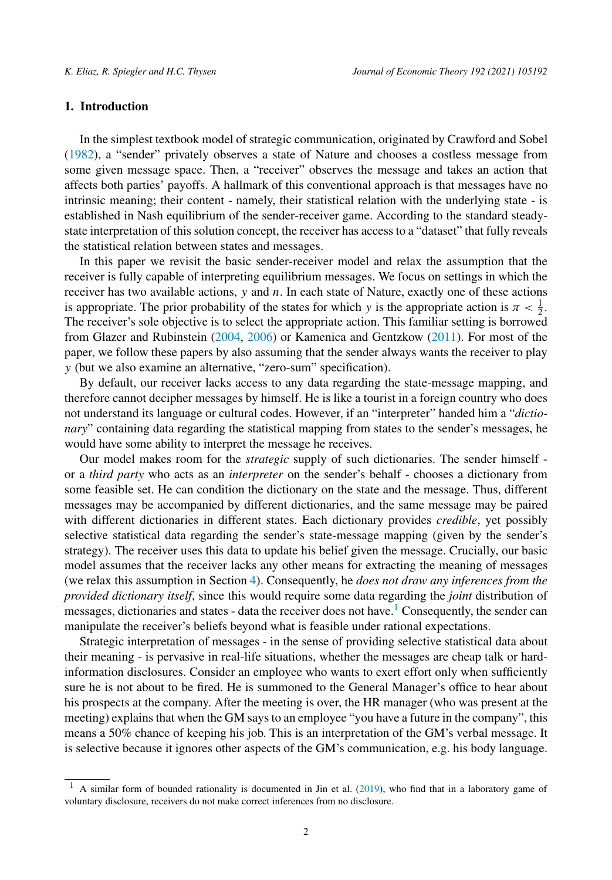## 1. Introduction

In the simplest textbook model of strategic communication, originated by Crawford and Sobel (1982), a "sender" privately observes a state of Nature and chooses a costless message from some given message space. Then, a "receiver" observes the message and takes an action that affects both parties' payoffs. A hallmark of this conventional approach is that messages have no intrinsic meaning; their content - namely, their statistical relation with the underlying state - is established in Nash equilibrium of the sender-receiver game. According to the standard steady-state interpretation of this solution concept, the receiver has access to a "dataset" that fully reveals the statistical relation between states and messages.

In this paper we revisit the basic sender-receiver model and relax the assumption that the receiver is fully capable of interpreting equilibrium messages. We focus on settings in which the receiver has two available actions, $y$ and $n$. In each state of Nature, exactly one of these actions is appropriate. The prior probability of the states for which $y$ is the appropriate action is $\pi < \frac{1}{2}$. The receiver's sole objective is to select the appropriate action. This familiar setting is borrowed from Glazer and Rubinstein (2004, 2006) or Kamenica and Gentzkow (2011). For most of the paper, we follow these papers by also assuming that the sender always wants the receiver to play $y$ (but we also examine an alternative, "zero-sum" specification).

By default, our receiver lacks access to any data regarding the state-message mapping, and therefore cannot decipher messages by himself. He is like a tourist in a foreign country who does not understand its language or cultural codes. However, if an "interpreter" handed him a "*dictionary*" containing data regarding the statistical mapping from states to the sender's messages, he would have some ability to interpret the message he receives.

Our model makes room for the *strategic* supply of such dictionaries. The sender himself - or a *third party* who acts as an *interpreter* on the sender's behalf - chooses a dictionary from some feasible set. He can condition the dictionary on the state and the message. Thus, different messages may be accompanied by different dictionaries, and the same message may be paired with different dictionaries in different states. Each dictionary provides *credible*, yet possibly selective statistical data regarding the sender's state-message mapping (given by the sender's strategy). The receiver uses this data to update his belief given the message. Crucially, our basic model assumes that the receiver lacks any other means for extracting the meaning of messages (we relax this assumption in Section 4). Consequently, he *does not draw any inferences from the provided dictionary itself*, since this would require some data regarding the *joint* distribution of messages, dictionaries and states - data the receiver does not have.[1] Consequently, the sender can manipulate the receiver's beliefs beyond what is feasible under rational expectations.

Strategic interpretation of messages - in the sense of providing selective statistical data about their meaning - is pervasive in real-life situations, whether the messages are cheap talk or hard-information disclosures. Consider an employee who wants to exert effort only when sufficiently sure he is not about to be fired. He is summoned to the General Manager's office to hear about his prospects at the company. After the meeting is over, the HR manager (who was present at the meeting) explains that when the GM says to an employee "you have a future in the company", this means a 50% chance of keeping his job. This is an interpretation of the GM's verbal message. It is selective because it ignores other aspects of the GM's communication, e.g. his body language.

[1] A similar form of bounded rationality is documented in Jin et al. (2019), who find that in a laboratory game of voluntary disclosure, receivers do not make correct inferences from no disclosure.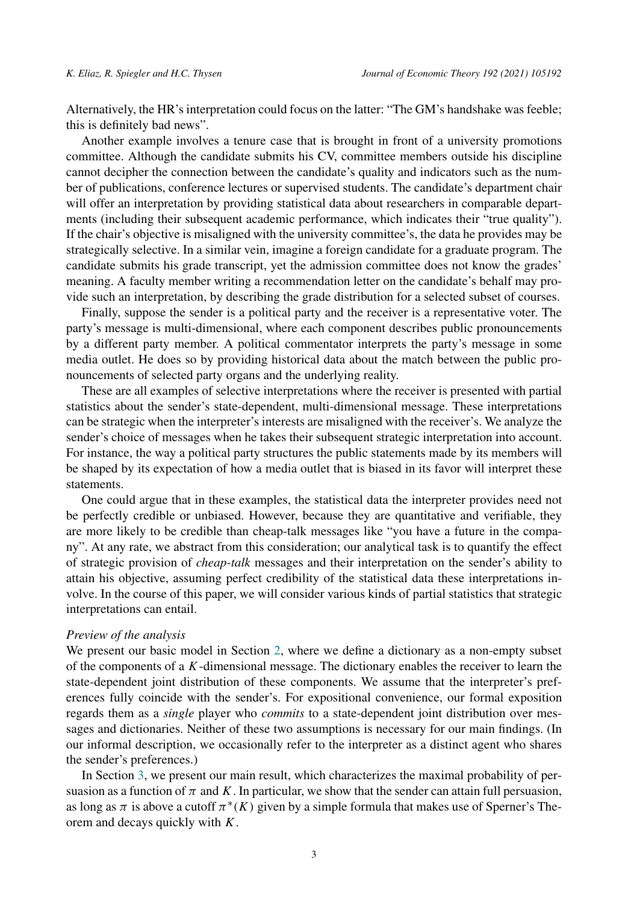Alternatively, the HR's interpretation could focus on the latter: "The GM's handshake was feeble; this is definitely bad news".

Another example involves a tenure case that is brought in front of a university promotions committee. Although the candidate submits his CV, committee members outside his discipline cannot decipher the connection between the candidate's quality and indicators such as the number of publications, conference lectures or supervised students. The candidate's department chair will offer an interpretation by providing statistical data about researchers in comparable departments (including their subsequent academic performance, which indicates their "true quality"). If the chair's objective is misaligned with the university committee's, the data he provides may be strategically selective. In a similar vein, imagine a foreign candidate for a graduate program. The candidate submits his grade transcript, yet the admission committee does not know the grades' meaning. A faculty member writing a recommendation letter on the candidate's behalf may provide such an interpretation, by describing the grade distribution for a selected subset of courses.

Finally, suppose the sender is a political party and the receiver is a representative voter. The party's message is multi-dimensional, where each component describes public pronouncements by a different party member. A political commentator interprets the party's message in some media outlet. He does so by providing historical data about the match between the public pronouncements of selected party organs and the underlying reality.

These are all examples of selective interpretations where the receiver is presented with partial statistics about the sender's state-dependent, multi-dimensional message. These interpretations can be strategic when the interpreter's interests are misaligned with the receiver's. We analyze the sender's choice of messages when he takes their subsequent strategic interpretation into account. For instance, the way a political party structures the public statements made by its members will be shaped by its expectation of how a media outlet that is biased in its favor will interpret these statements.

One could argue that in these examples, the statistical data the interpreter provides need not be perfectly credible or unbiased. However, because they are quantitative and verifiable, they are more likely to be credible than cheap-talk messages like "you have a future in the company". At any rate, we abstract from this consideration; our analytical task is to quantify the effect of strategic provision of *cheap-talk* messages and their interpretation on the sender's ability to attain his objective, assuming perfect credibility of the statistical data these interpretations involve. In the course of this paper, we will consider various kinds of partial statistics that strategic interpretations can entail.

*Preview of the analysis*

We present our basic model in Section 2, where we define a dictionary as a non-empty subset of the components of a $K$-dimensional message. The dictionary enables the receiver to learn the state-dependent joint distribution of these components. We assume that the interpreter's preferences fully coincide with the sender's. For expositional convenience, our formal exposition regards them as a *single* player who *commits* to a state-dependent joint distribution over messages and dictionaries. Neither of these two assumptions is necessary for our main findings. (In our informal description, we occasionally refer to the interpreter as a distinct agent who shares the sender's preferences.)

In Section 3, we present our main result, which characterizes the maximal probability of persuasion as a function of $\pi$ and $K$. In particular, we show that the sender can attain full persuasion, as long as $\pi$ is above a cutoff $\pi^*(K)$ given by a simple formula that makes use of Sperner's Theorem and decays quickly with $K$.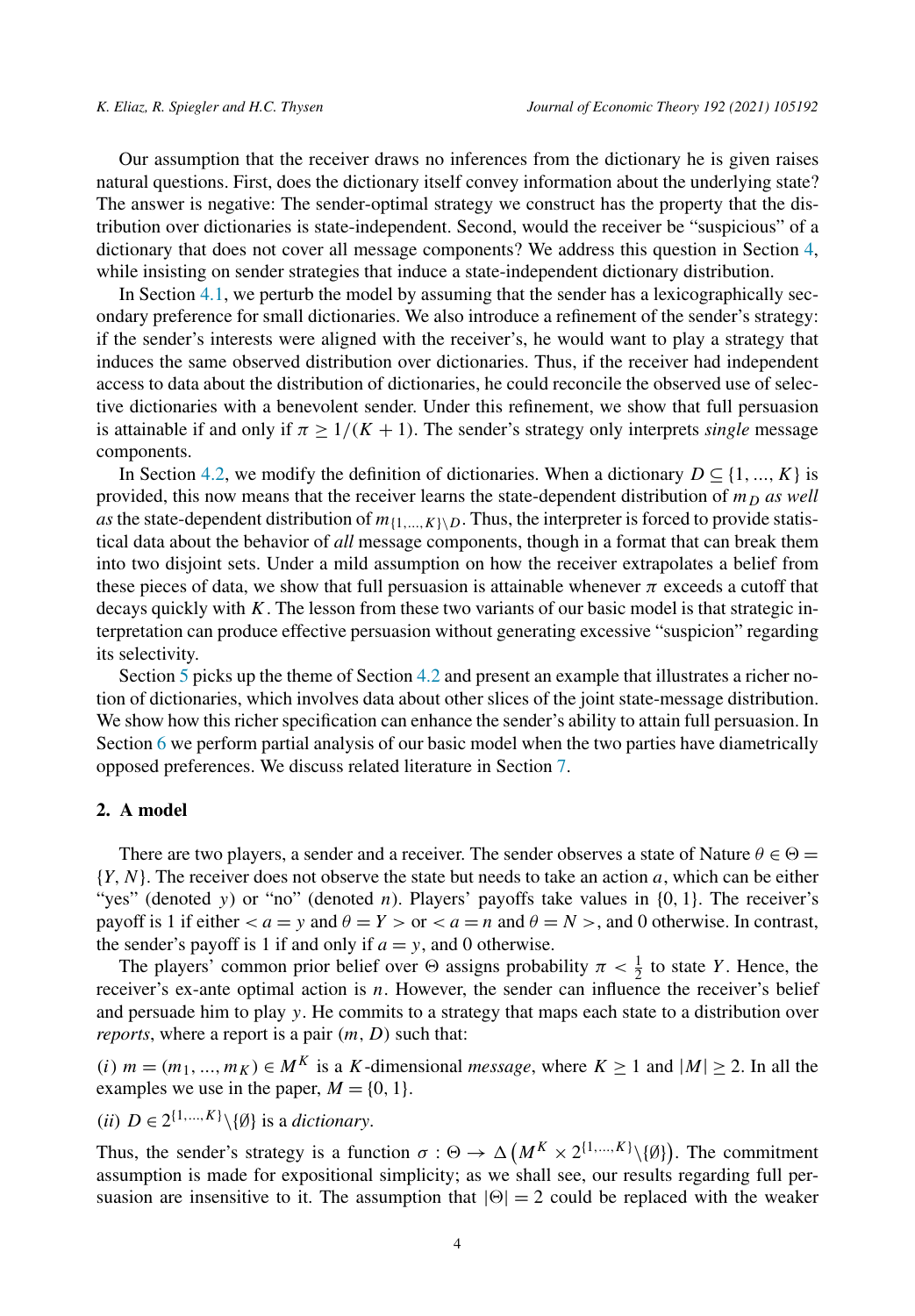Our assumption that the receiver draws no inferences from the dictionary he is given raises natural questions. First, does the dictionary itself convey information about the underlying state? The answer is negative: The sender-optimal strategy we construct has the property that the distribution over dictionaries is state-independent. Second, would the receiver be "suspicious" of a dictionary that does not cover all message components? We address this question in Section 4, while insisting on sender strategies that induce a state-independent dictionary distribution.

In Section 4.1, we perturb the model by assuming that the sender has a lexicographically secondary preference for small dictionaries. We also introduce a refinement of the sender's strategy: if the sender's interests were aligned with the receiver's, he would want to play a strategy that induces the same observed distribution over dictionaries. Thus, if the receiver had independent access to data about the distribution of dictionaries, he could reconcile the observed use of selective dictionaries with a benevolent sender. Under this refinement, we show that full persuasion is attainable if and only if $\pi \geq 1/(K+1)$. The sender's strategy only interprets *single* message components.

In Section 4.2, we modify the definition of dictionaries. When a dictionary $D \subseteq \{1, ..., K\}$ is provided, this now means that the receiver learns the state-dependent distribution of $m_D$ *as well as* the state-dependent distribution of $m_{\{1,...,K\}\setminus D}$. Thus, the interpreter is forced to provide statistical data about the behavior of *all* message components, though in a format that can break them into two disjoint sets. Under a mild assumption on how the receiver extrapolates a belief from these pieces of data, we show that full persuasion is attainable whenever $\pi$ exceeds a cutoff that decays quickly with $K$. The lesson from these two variants of our basic model is that strategic interpretation can produce effective persuasion without generating excessive "suspicion" regarding its selectivity.

Section 5 picks up the theme of Section 4.2 and present an example that illustrates a richer notion of dictionaries, which involves data about other slices of the joint state-message distribution. We show how this richer specification can enhance the sender's ability to attain full persuasion. In Section 6 we perform partial analysis of our basic model when the two parties have diametrically opposed preferences. We discuss related literature in Section 7.

## 2. A model

There are two players, a sender and a receiver. The sender observes a state of Nature $\theta \in \Theta = \{Y, N\}$. The receiver does not observe the state but needs to take an action $a$, which can be either "yes" (denoted $y$) or "no" (denoted $n$). Players' payoffs take values in $\{0, 1\}$. The receiver's payoff is 1 if either $< a = y$ and $\theta = Y >$ or $< a = n$ and $\theta = N >$, and 0 otherwise. In contrast, the sender's payoff is 1 if and only if $a = y$, and 0 otherwise.

The players' common prior belief over $\Theta$ assigns probability $\pi < \frac{1}{2}$ to state $Y$. Hence, the receiver's ex-ante optimal action is $n$. However, the sender can influence the receiver's belief and persuade him to play $y$. He commits to a strategy that maps each state to a distribution over *reports*, where a report is a pair $(m, D)$ such that:

*(i)* $m = (m_1, ..., m_K) \in M^K$ is a $K$-dimensional *message*, where $K \geq 1$ and $|M| \geq 2$. In all the examples we use in the paper, $M = \{0, 1\}$.

*(ii)* $D \in 2^{\{1,...,K\}} \setminus \{\emptyset\}$ is a *dictionary*.

Thus, the sender's strategy is a function $\sigma : \Theta \to \Delta\left(M^K \times 2^{\{1,...,K\}} \setminus \{\emptyset\}\right)$. The commitment assumption is made for expositional simplicity; as we shall see, our results regarding full persuasion are insensitive to it. The assumption that $|\Theta| = 2$ could be replaced with the weaker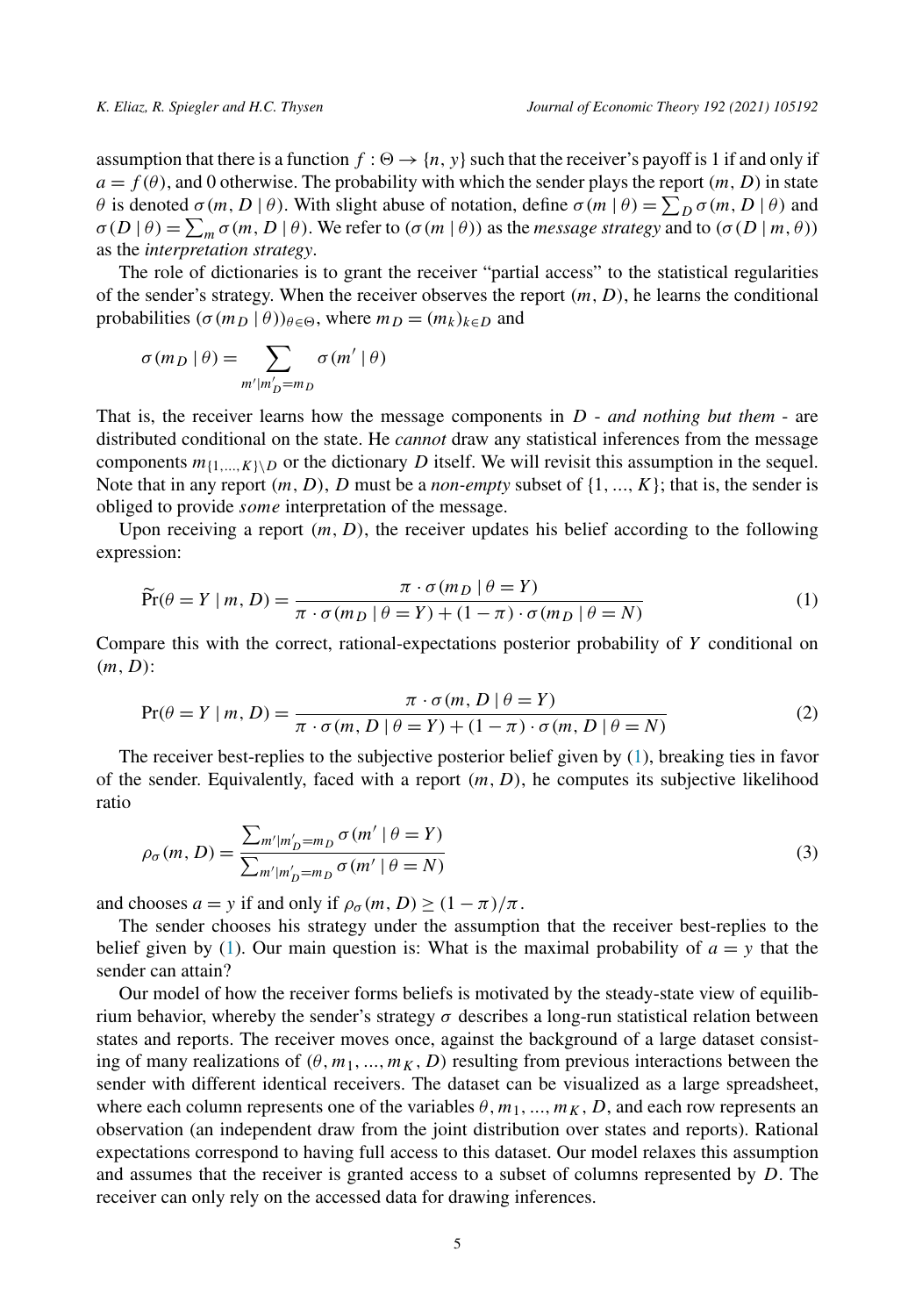assumption that there is a function $f : \Theta \to \{n, y\}$ such that the receiver's payoff is 1 if and only if $a = f(\theta)$, and 0 otherwise. The probability with which the sender plays the report $(m, D)$ in state $\theta$ is denoted $\sigma(m, D \mid \theta)$. With slight abuse of notation, define $\sigma(m \mid \theta) = \sum_D \sigma(m, D \mid \theta)$ and $\sigma(D \mid \theta) = \sum_m \sigma(m, D \mid \theta)$. We refer to $(\sigma(m \mid \theta))$ as the *message strategy* and to $(\sigma(D \mid m, \theta))$ as the *interpretation strategy*.

The role of dictionaries is to grant the receiver "partial access" to the statistical regularities of the sender's strategy. When the receiver observes the report $(m, D)$, he learns the conditional probabilities $(\sigma(m_D \mid \theta))_{\theta \in \Theta}$, where $m_D = (m_k)_{k \in D}$ and

$$\sigma(m_D \mid \theta) = \sum_{m' \mid m'_D = m_D} \sigma(m' \mid \theta)$$

That is, the receiver learns how the message components in $D$ - *and nothing but them* - are distributed conditional on the state. He *cannot* draw any statistical inferences from the message components $m_{\{1,...,K\} \setminus D}$ or the dictionary $D$ itself. We will revisit this assumption in the sequel. Note that in any report $(m, D)$, $D$ must be a *non-empty* subset of $\{1, ..., K\}$; that is, the sender is obliged to provide *some* interpretation of the message.

Upon receiving a report $(m, D)$, the receiver updates his belief according to the following expression:

$$\widetilde{\Pr}(\theta = Y \mid m, D) = \frac{\pi \cdot \sigma(m_D \mid \theta = Y)}{\pi \cdot \sigma(m_D \mid \theta = Y) + (1 - \pi) \cdot \sigma(m_D \mid \theta = N)} \tag{1}$$

Compare this with the correct, rational-expectations posterior probability of $Y$ conditional on $(m, D)$:

$$\Pr(\theta = Y \mid m, D) = \frac{\pi \cdot \sigma(m, D \mid \theta = Y)}{\pi \cdot \sigma(m, D \mid \theta = Y) + (1 - \pi) \cdot \sigma(m, D \mid \theta = N)} \tag{2}$$

The receiver best-replies to the subjective posterior belief given by (1), breaking ties in favor of the sender. Equivalently, faced with a report $(m, D)$, he computes its subjective likelihood ratio

$$\rho_\sigma(m, D) = \frac{\sum_{m' \mid m'_D = m_D} \sigma(m' \mid \theta = Y)}{\sum_{m' \mid m'_D = m_D} \sigma(m' \mid \theta = N)} \tag{3}$$

and chooses $a = y$ if and only if $\rho_\sigma(m, D) \geq (1 - \pi)/\pi$.

The sender chooses his strategy under the assumption that the receiver best-replies to the belief given by (1). Our main question is: What is the maximal probability of $a = y$ that the sender can attain?

Our model of how the receiver forms beliefs is motivated by the steady-state view of equilibrium behavior, whereby the sender's strategy $\sigma$ describes a long-run statistical relation between states and reports. The receiver moves once, against the background of a large dataset consisting of many realizations of $(\theta, m_1, ..., m_K, D)$ resulting from previous interactions between the sender with different identical receivers. The dataset can be visualized as a large spreadsheet, where each column represents one of the variables $\theta, m_1, ..., m_K, D$, and each row represents an observation (an independent draw from the joint distribution over states and reports). Rational expectations correspond to having full access to this dataset. Our model relaxes this assumption and assumes that the receiver is granted access to a subset of columns represented by $D$. The receiver can only rely on the accessed data for drawing inferences.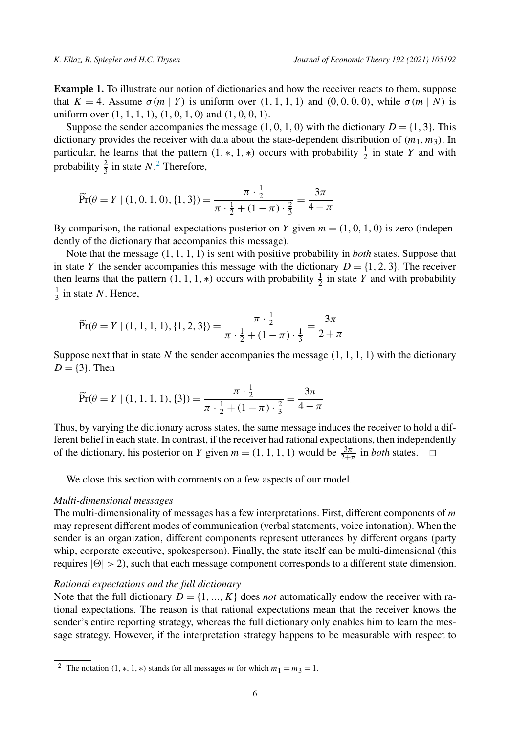**Example 1.** To illustrate our notion of dictionaries and how the receiver reacts to them, suppose that $K = 4$. Assume $\sigma(m \mid Y)$ is uniform over $(1, 1, 1, 1)$ and $(0, 0, 0, 0)$, while $\sigma(m \mid N)$ is uniform over $(1, 1, 1, 1)$, $(1, 0, 1, 0)$ and $(1, 0, 0, 1)$.

Suppose the sender accompanies the message $(1, 0, 1, 0)$ with the dictionary $D = \{1, 3\}$. This dictionary provides the receiver with data about the state-dependent distribution of $(m_1, m_3)$. In particular, he learns that the pattern $(1, *, 1, *)$ occurs with probability $\frac{1}{2}$ in state $Y$ and with probability $\frac{2}{3}$ in state $N$.[2] Therefore,

$$\widetilde{\Pr}(\theta = Y \mid (1, 0, 1, 0), \{1, 3\}) = \frac{\pi \cdot \frac{1}{2}}{\pi \cdot \frac{1}{2} + (1 - \pi) \cdot \frac{2}{3}} = \frac{3\pi}{4 - \pi}$$

By comparison, the rational-expectations posterior on $Y$ given $m = (1, 0, 1, 0)$ is zero (independently of the dictionary that accompanies this message).

Note that the message $(1, 1, 1, 1)$ is sent with positive probability in *both* states. Suppose that in state $Y$ the sender accompanies this message with the dictionary $D = \{1, 2, 3\}$. The receiver then learns that the pattern $(1, 1, 1, *)$ occurs with probability $\frac{1}{2}$ in state $Y$ and with probability $\frac{1}{3}$ in state $N$. Hence,

$$\widetilde{\Pr}(\theta = Y \mid (1, 1, 1, 1), \{1, 2, 3\}) = \frac{\pi \cdot \frac{1}{2}}{\pi \cdot \frac{1}{2} + (1 - \pi) \cdot \frac{1}{3}} = \frac{3\pi}{2 + \pi}$$

Suppose next that in state $N$ the sender accompanies the message $(1, 1, 1, 1)$ with the dictionary $D = \{3\}$. Then

$$\widetilde{\Pr}(\theta = Y \mid (1, 1, 1, 1), \{3\}) = \frac{\pi \cdot \frac{1}{2}}{\pi \cdot \frac{1}{2} + (1 - \pi) \cdot \frac{2}{3}} = \frac{3\pi}{4 - \pi}$$

Thus, by varying the dictionary across states, the same message induces the receiver to hold a different belief in each state. In contrast, if the receiver had rational expectations, then independently of the dictionary, his posterior on $Y$ given $m = (1, 1, 1, 1)$ would be $\frac{3\pi}{2+\pi}$ in *both* states. $\square$

We close this section with comments on a few aspects of our model.

*Multi-dimensional messages*

The multi-dimensionality of messages has a few interpretations. First, different components of $m$ may represent different modes of communication (verbal statements, voice intonation). When the sender is an organization, different components represent utterances by different organs (party whip, corporate executive, spokesperson). Finally, the state itself can be multi-dimensional (this requires $|\Theta| > 2$), such that each message component corresponds to a different state dimension.

*Rational expectations and the full dictionary*

Note that the full dictionary $D = \{1, ..., K\}$ does *not* automatically endow the receiver with rational expectations. The reason is that rational expectations mean that the receiver knows the sender's entire reporting strategy, whereas the full dictionary only enables him to learn the message strategy. However, if the interpretation strategy happens to be measurable with respect to

[2] The notation $(1, *, 1, *)$ stands for all messages $m$ for which $m_1 = m_3 = 1$.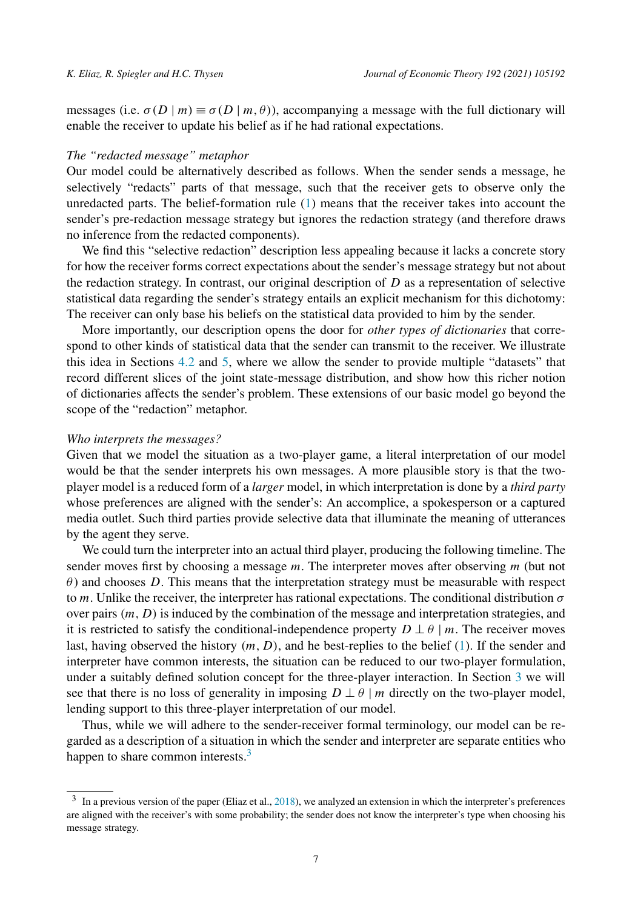messages (i.e. $\sigma(D \mid m) \equiv \sigma(D \mid m, \theta)$), accompanying a message with the full dictionary will enable the receiver to update his belief as if he had rational expectations.

*The "redacted message" metaphor*

Our model could be alternatively described as follows. When the sender sends a message, he selectively "redacts" parts of that message, such that the receiver gets to observe only the unredacted parts. The belief-formation rule (1) means that the receiver takes into account the sender's pre-redaction message strategy but ignores the redaction strategy (and therefore draws no inference from the redacted components).

We find this "selective redaction" description less appealing because it lacks a concrete story for how the receiver forms correct expectations about the sender's message strategy but not about the redaction strategy. In contrast, our original description of $D$ as a representation of selective statistical data regarding the sender's strategy entails an explicit mechanism for this dichotomy: The receiver can only base his beliefs on the statistical data provided to him by the sender.

More importantly, our description opens the door for *other types of dictionaries* that correspond to other kinds of statistical data that the sender can transmit to the receiver. We illustrate this idea in Sections 4.2 and 5, where we allow the sender to provide multiple "datasets" that record different slices of the joint state-message distribution, and show how this richer notion of dictionaries affects the sender's problem. These extensions of our basic model go beyond the scope of the "redaction" metaphor.

*Who interprets the messages?*

Given that we model the situation as a two-player game, a literal interpretation of our model would be that the sender interprets his own messages. A more plausible story is that the two-player model is a reduced form of a *larger* model, in which interpretation is done by a *third party* whose preferences are aligned with the sender's: An accomplice, a spokesperson or a captured media outlet. Such third parties provide selective data that illuminate the meaning of utterances by the agent they serve.

We could turn the interpreter into an actual third player, producing the following timeline. The sender moves first by choosing a message $m$. The interpreter moves after observing $m$ (but not $\theta$) and chooses $D$. This means that the interpretation strategy must be measurable with respect to $m$. Unlike the receiver, the interpreter has rational expectations. The conditional distribution $\sigma$ over pairs $(m, D)$ is induced by the combination of the message and interpretation strategies, and it is restricted to satisfy the conditional-independence property $D \perp \theta \mid m$. The receiver moves last, having observed the history $(m, D)$, and he best-replies to the belief (1). If the sender and interpreter have common interests, the situation can be reduced to our two-player formulation, under a suitably defined solution concept for the three-player interaction. In Section 3 we will see that there is no loss of generality in imposing $D \perp \theta \mid m$ directly on the two-player model, lending support to this three-player interpretation of our model.

Thus, while we will adhere to the sender-receiver formal terminology, our model can be regarded as a description of a situation in which the sender and interpreter are separate entities who happen to share common interests.[3]

[3] In a previous version of the paper (Eliaz et al., 2018), we analyzed an extension in which the interpreter's preferences are aligned with the receiver's with some probability; the sender does not know the interpreter's type when choosing his message strategy.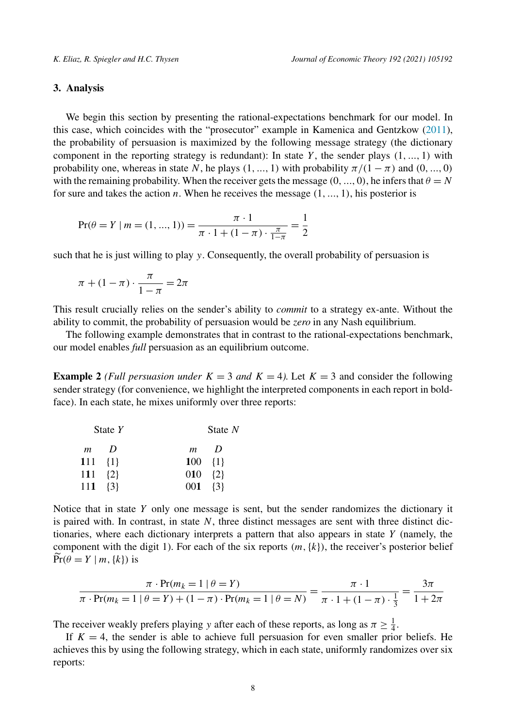## 3. Analysis

We begin this section by presenting the rational-expectations benchmark for our model. In this case, which coincides with the "prosecutor" example in Kamenica and Gentzkow (2011), the probability of persuasion is maximized by the following message strategy (the dictionary component in the reporting strategy is redundant): In state $Y$, the sender plays $(1, ..., 1)$ with probability one, whereas in state $N$, he plays $(1, ..., 1)$ with probability $\pi/(1-\pi)$ and $(0, ..., 0)$ with the remaining probability. When the receiver gets the message $(0, ..., 0)$, he infers that $\theta = N$ for sure and takes the action $n$. When he receives the message $(1, ..., 1)$, his posterior is

$$\Pr(\theta = Y \mid m = (1, ..., 1)) = \frac{\pi \cdot 1}{\pi \cdot 1 + (1-\pi) \cdot \frac{\pi}{1-\pi}} = \frac{1}{2}$$

such that he is just willing to play $y$. Consequently, the overall probability of persuasion is

$$\pi + (1-\pi) \cdot \frac{\pi}{1-\pi} = 2\pi$$

This result crucially relies on the sender's ability to *commit* to a strategy ex-ante. Without the ability to commit, the probability of persuasion would be *zero* in any Nash equilibrium.

The following example demonstrates that in contrast to the rational-expectations benchmark, our model enables *full* persuasion as an equilibrium outcome.

**Example 2** *(Full persuasion under $K = 3$ and $K = 4$).* Let $K = 3$ and consider the following sender strategy (for convenience, we highlight the interpreted components in each report in boldface). In each state, he mixes uniformly over three reports:

| State $Y$ | | State $N$ | |
|---|---|---|---|
| $m$ | $D$ | $m$ | $D$ |
| **1**11 | {1} | **1**00 | {1} |
| 1**1**1 | {2} | 0**1**0 | {2} |
| 11**1** | {3} | 00**1** | {3} |

Notice that in state $Y$ only one message is sent, but the sender randomizes the dictionary it is paired with. In contrast, in state $N$, three distinct messages are sent with three distinct dictionaries, where each dictionary interprets a pattern that also appears in state $Y$ (namely, the component with the digit 1). For each of the six reports $(m, \{k\})$, the receiver's posterior belief $\widetilde{\Pr}(\theta = Y \mid m, \{k\})$ is

$$\frac{\pi \cdot \Pr(m_k = 1 \mid \theta = Y)}{\pi \cdot \Pr(m_k = 1 \mid \theta = Y) + (1-\pi) \cdot \Pr(m_k = 1 \mid \theta = N)} = \frac{\pi \cdot 1}{\pi \cdot 1 + (1-\pi) \cdot \frac{1}{3}} = \frac{3\pi}{1+2\pi}$$

The receiver weakly prefers playing $y$ after each of these reports, as long as $\pi \geq \frac{1}{4}$.

If $K = 4$, the sender is able to achieve full persuasion for even smaller prior beliefs. He achieves this by using the following strategy, which in each state, uniformly randomizes over six reports: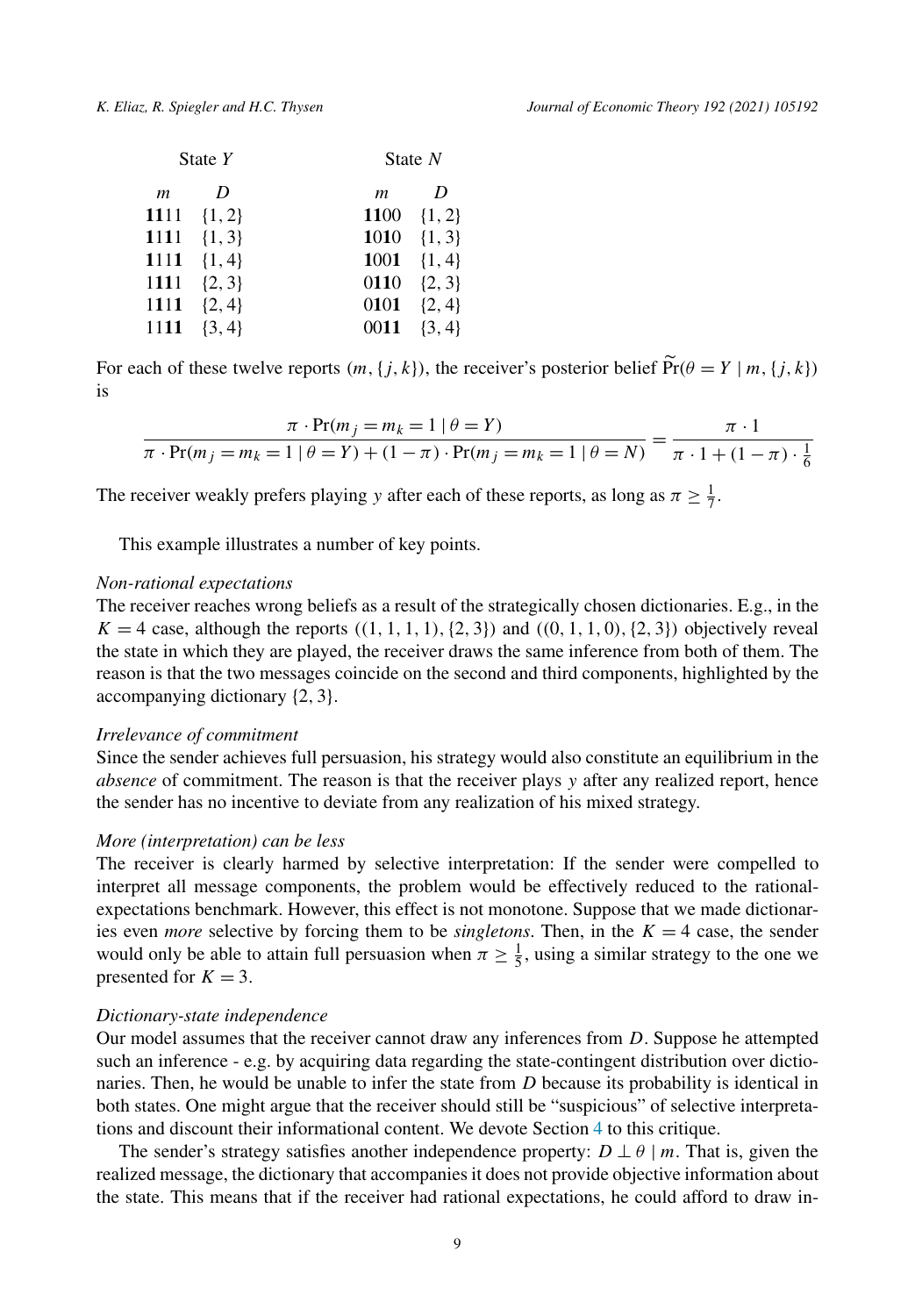| State $Y$ | | State $N$ | |
|---|---|---|---|
| $m$ | $D$ | $m$ | $D$ |
| **11**11 | $\{1, 2\}$ | **11**00 | $\{1, 2\}$ |
| **1**1**1**1 | $\{1, 3\}$ | **1**0**1**0 | $\{1, 3\}$ |
| **1**11**1** | $\{1, 4\}$ | **1**00**1** | $\{1, 4\}$ |
| 1**11**1 | $\{2, 3\}$ | 0**11**0 | $\{2, 3\}$ |
| 1**1**1**1** | $\{2, 4\}$ | 0**1**0**1** | $\{2, 4\}$ |
| 11**11** | $\{3, 4\}$ | 00**11** | $\{3, 4\}$ |

For each of these twelve reports $(m, \{j, k\})$, the receiver's posterior belief $\widetilde{\Pr}(\theta = Y \mid m, \{j, k\})$ is

$$\frac{\pi \cdot \Pr(m_j = m_k = 1 \mid \theta = Y)}{\pi \cdot \Pr(m_j = m_k = 1 \mid \theta = Y) + (1 - \pi) \cdot \Pr(m_j = m_k = 1 \mid \theta = N)} = \frac{\pi \cdot 1}{\pi \cdot 1 + (1 - \pi) \cdot \frac{1}{6}}$$

The receiver weakly prefers playing $y$ after each of these reports, as long as $\pi \geq \frac{1}{7}$.

This example illustrates a number of key points.

*Non-rational expectations*
The receiver reaches wrong beliefs as a result of the strategically chosen dictionaries. E.g., in the $K = 4$ case, although the reports $((1, 1, 1, 1), \{2, 3\})$ and $((0, 1, 1, 0), \{2, 3\})$ objectively reveal the state in which they are played, the receiver draws the same inference from both of them. The reason is that the two messages coincide on the second and third components, highlighted by the accompanying dictionary $\{2, 3\}$.

*Irrelevance of commitment*
Since the sender achieves full persuasion, his strategy would also constitute an equilibrium in the *absence* of commitment. The reason is that the receiver plays $y$ after any realized report, hence the sender has no incentive to deviate from any realization of his mixed strategy.

*More (interpretation) can be less*
The receiver is clearly harmed by selective interpretation: If the sender were compelled to interpret all message components, the problem would be effectively reduced to the rational-expectations benchmark. However, this effect is not monotone. Suppose that we made dictionaries even *more* selective by forcing them to be *singletons*. Then, in the $K = 4$ case, the sender would only be able to attain full persuasion when $\pi \geq \frac{1}{5}$, using a similar strategy to the one we presented for $K = 3$.

*Dictionary-state independence*
Our model assumes that the receiver cannot draw any inferences from $D$. Suppose he attempted such an inference - e.g. by acquiring data regarding the state-contingent distribution over dictionaries. Then, he would be unable to infer the state from $D$ because its probability is identical in both states. One might argue that the receiver should still be "suspicious" of selective interpretations and discount their informational content. We devote Section 4 to this critique.

The sender's strategy satisfies another independence property: $D \perp \theta \mid m$. That is, given the realized message, the dictionary that accompanies it does not provide objective information about the state. This means that if the receiver had rational expectations, he could afford to draw in-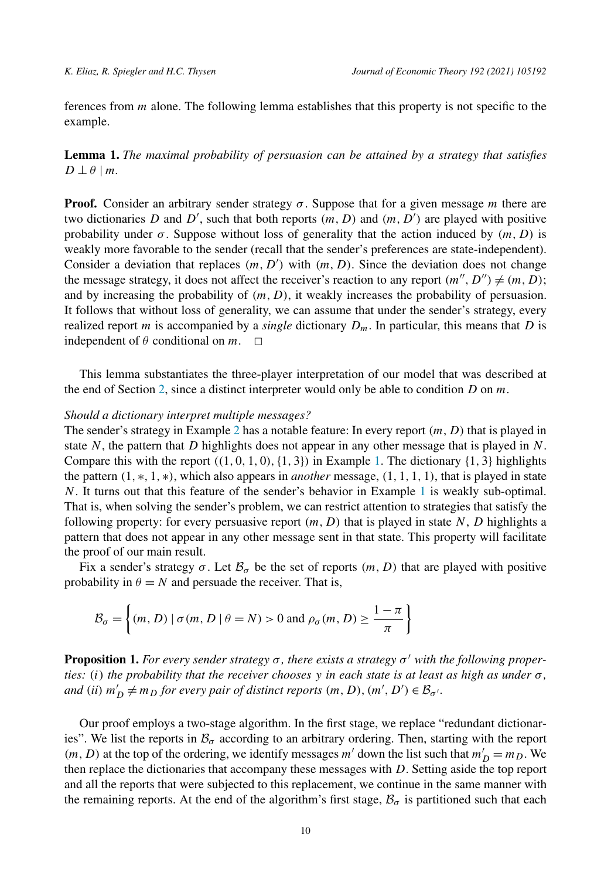ferences from $m$ alone. The following lemma establishes that this property is not specific to the example.

**Lemma 1.** *The maximal probability of persuasion can be attained by a strategy that satisfies $D \perp \theta \mid m$.*

**Proof.** Consider an arbitrary sender strategy $\sigma$. Suppose that for a given message $m$ there are two dictionaries $D$ and $D'$, such that both reports $(m, D)$ and $(m, D')$ are played with positive probability under $\sigma$. Suppose without loss of generality that the action induced by $(m, D)$ is weakly more favorable to the sender (recall that the sender's preferences are state-independent). Consider a deviation that replaces $(m, D')$ with $(m, D)$. Since the deviation does not change the message strategy, it does not affect the receiver's reaction to any report $(m'', D'') \neq (m, D)$; and by increasing the probability of $(m, D)$, it weakly increases the probability of persuasion. It follows that without loss of generality, we can assume that under the sender's strategy, every realized report $m$ is accompanied by a *single* dictionary $D_m$. In particular, this means that $D$ is independent of $\theta$ conditional on $m$. $\square$

This lemma substantiates the three-player interpretation of our model that was described at the end of Section 2, since a distinct interpreter would only be able to condition $D$ on $m$.

*Should a dictionary interpret multiple messages?*

The sender's strategy in Example 2 has a notable feature: In every report $(m, D)$ that is played in state $N$, the pattern that $D$ highlights does not appear in any other message that is played in $N$. Compare this with the report $((1, 0, 1, 0), \{1, 3\})$ in Example 1. The dictionary $\{1, 3\}$ highlights the pattern $(1, *, 1, *)$, which also appears in *another* message, $(1, 1, 1, 1)$, that is played in state $N$. It turns out that this feature of the sender's behavior in Example 1 is weakly sub-optimal. That is, when solving the sender's problem, we can restrict attention to strategies that satisfy the following property: for every persuasive report $(m, D)$ that is played in state $N$, $D$ highlights a pattern that does not appear in any other message sent in that state. This property will facilitate the proof of our main result.

Fix a sender's strategy $\sigma$. Let $\mathcal{B}_\sigma$ be the set of reports $(m, D)$ that are played with positive probability in $\theta = N$ and persuade the receiver. That is,

$$\mathcal{B}_\sigma = \left\{ (m, D) \mid \sigma(m, D \mid \theta = N) > 0 \text{ and } \rho_\sigma(m, D) \geq \frac{1 - \pi}{\pi} \right\}$$

**Proposition 1.** *For every sender strategy $\sigma$, there exists a strategy $\sigma'$ with the following properties: (i) the probability that the receiver chooses $y$ in each state is at least as high as under $\sigma$, and (ii) $m'_D \neq m_D$ for every pair of distinct reports $(m, D), (m', D') \in \mathcal{B}_{\sigma'}$.*

Our proof employs a two-stage algorithm. In the first stage, we replace "redundant dictionaries". We list the reports in $\mathcal{B}_\sigma$ according to an arbitrary ordering. Then, starting with the report $(m, D)$ at the top of the ordering, we identify messages $m'$ down the list such that $m'_D = m_D$. We then replace the dictionaries that accompany these messages with $D$. Setting aside the top report and all the reports that were subjected to this replacement, we continue in the same manner with the remaining reports. At the end of the algorithm's first stage, $\mathcal{B}_\sigma$ is partitioned such that each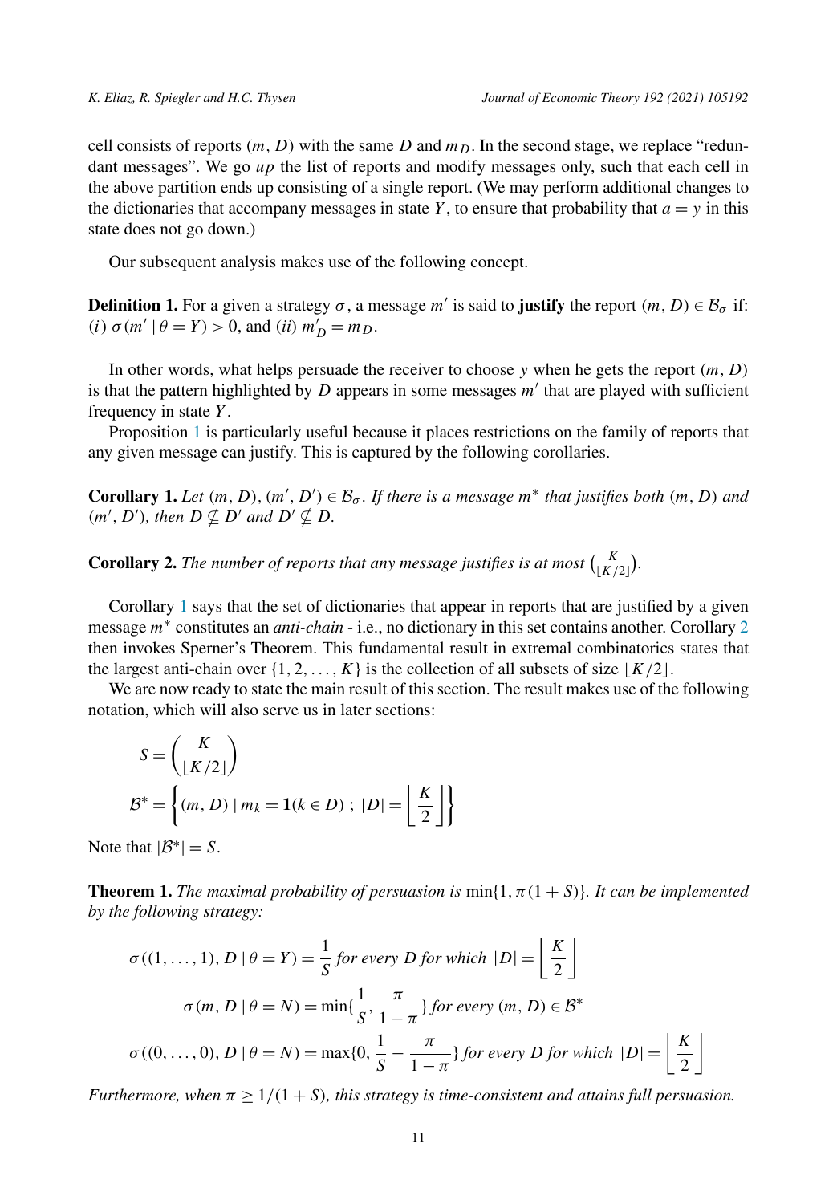cell consists of reports $(m, D)$ with the same $D$ and $m_D$. In the second stage, we replace "redundant messages". We go *up* the list of reports and modify messages only, such that each cell in the above partition ends up consisting of a single report. (We may perform additional changes to the dictionaries that accompany messages in state $Y$, to ensure that probability that $a = y$ in this state does not go down.)

Our subsequent analysis makes use of the following concept.

**Definition 1.** For a given a strategy $\sigma$, a message $m'$ is said to **justify** the report $(m, D) \in \mathcal{B}_\sigma$ if: $(i)$ $\sigma(m' \mid \theta = Y) > 0$, and $(ii)$ $m'_D = m_D$.

In other words, what helps persuade the receiver to choose $y$ when he gets the report $(m, D)$ is that the pattern highlighted by $D$ appears in some messages $m'$ that are played with sufficient frequency in state $Y$.

Proposition 1 is particularly useful because it places restrictions on the family of reports that any given message can justify. This is captured by the following corollaries.

**Corollary 1.** *Let $(m, D), (m', D') \in \mathcal{B}_\sigma$. If there is a message $m^*$ that justifies both $(m, D)$ and $(m', D')$, then $D \nsubseteq D'$ and $D' \nsubseteq D$.*

**Corollary 2.** *The number of reports that any message justifies is at most $\binom{K}{\lfloor K/2 \rfloor}$.*

Corollary 1 says that the set of dictionaries that appear in reports that are justified by a given message $m^*$ constitutes an *anti-chain* - i.e., no dictionary in this set contains another. Corollary 2 then invokes Sperner's Theorem. This fundamental result in extremal combinatorics states that the largest anti-chain over $\{1, 2, \ldots, K\}$ is the collection of all subsets of size $\lfloor K/2 \rfloor$.

We are now ready to state the main result of this section. The result makes use of the following notation, which will also serve us in later sections:

$$S = \binom{K}{\lfloor K/2 \rfloor}$$

$$\mathcal{B}^* = \left\{ (m, D) \mid m_k = \mathbf{1}(k \in D) \; ; \; |D| = \left\lfloor \frac{K}{2} \right\rfloor \right\}$$

Note that $|\mathcal{B}^*| = S$.

**Theorem 1.** *The maximal probability of persuasion is $\min\{1, \pi(1 + S)\}$. It can be implemented by the following strategy:*

$$\sigma((1, \ldots, 1), D \mid \theta = Y) = \frac{1}{S} \text{ for every } D \text{ for which } |D| = \left\lfloor \frac{K}{2} \right\rfloor$$

$$\sigma(m, D \mid \theta = N) = \min\{\frac{1}{S}, \frac{\pi}{1-\pi}\} \text{ for every } (m, D) \in \mathcal{B}^*$$

$$\sigma((0, \ldots, 0), D \mid \theta = N) = \max\{0, \frac{1}{S} - \frac{\pi}{1-\pi}\} \text{ for every } D \text{ for which } |D| = \left\lfloor \frac{K}{2} \right\rfloor$$

*Furthermore, when $\pi \geq 1/(1 + S)$, this strategy is time-consistent and attains full persuasion.*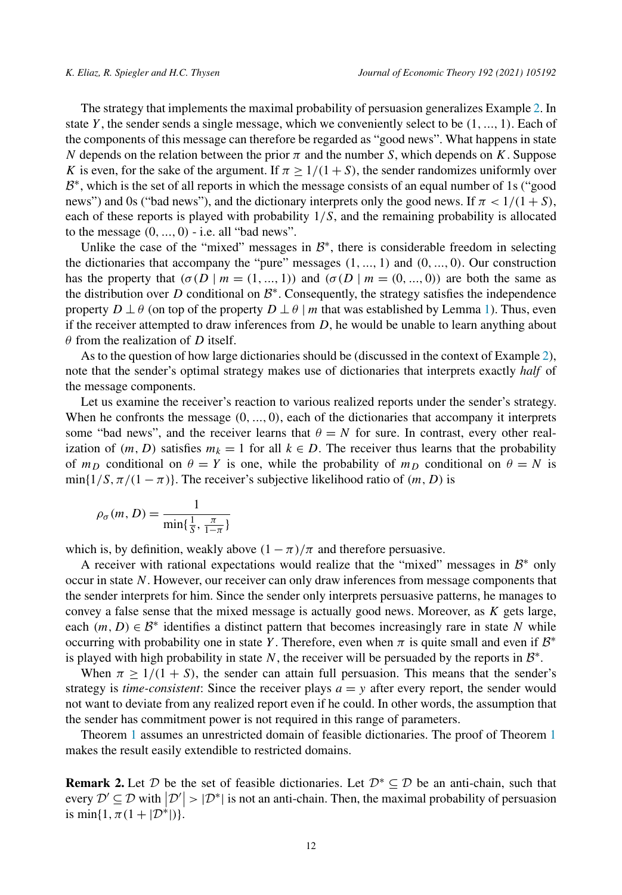The strategy that implements the maximal probability of persuasion generalizes Example 2. In state $Y$, the sender sends a single message, which we conveniently select to be $(1, ..., 1)$. Each of the components of this message can therefore be regarded as "good news". What happens in state $N$ depends on the relation between the prior $\pi$ and the number $S$, which depends on $K$. Suppose $K$ is even, for the sake of the argument. If $\pi \geq 1/(1+S)$, the sender randomizes uniformly over $\mathcal{B}^*$, which is the set of all reports in which the message consists of an equal number of 1s ("good news") and 0s ("bad news"), and the dictionary interprets only the good news. If $\pi < 1/(1+S)$, each of these reports is played with probability $1/S$, and the remaining probability is allocated to the message $(0, ..., 0)$ - i.e. all "bad news".

Unlike the case of the "mixed" messages in $\mathcal{B}^*$, there is considerable freedom in selecting the dictionaries that accompany the "pure" messages $(1, ..., 1)$ and $(0, ..., 0)$. Our construction has the property that $(\sigma(D \mid m = (1, ..., 1))$ and $(\sigma(D \mid m = (0, ..., 0))$ are both the same as the distribution over $D$ conditional on $\mathcal{B}^*$. Consequently, the strategy satisfies the independence property $D \perp \theta$ (on top of the property $D \perp \theta \mid m$ that was established by Lemma 1). Thus, even if the receiver attempted to draw inferences from $D$, he would be unable to learn anything about $\theta$ from the realization of $D$ itself.

As to the question of how large dictionaries should be (discussed in the context of Example 2), note that the sender's optimal strategy makes use of dictionaries that interprets exactly *half* of the message components.

Let us examine the receiver's reaction to various realized reports under the sender's strategy. When he confronts the message $(0, ..., 0)$, each of the dictionaries that accompany it interprets some "bad news", and the receiver learns that $\theta = N$ for sure. In contrast, every other realization of $(m, D)$ satisfies $m_k = 1$ for all $k \in D$. The receiver thus learns that the probability of $m_D$ conditional on $\theta = Y$ is one, while the probability of $m_D$ conditional on $\theta = N$ is $\min\{1/S, \pi/(1-\pi)\}$. The receiver's subjective likelihood ratio of $(m, D)$ is

$$\rho_\sigma(m, D) = \frac{1}{\min\{\frac{1}{S}, \frac{\pi}{1-\pi}\}}$$

which is, by definition, weakly above $(1-\pi)/\pi$ and therefore persuasive.

A receiver with rational expectations would realize that the "mixed" messages in $\mathcal{B}^*$ only occur in state $N$. However, our receiver can only draw inferences from message components that the sender interprets for him. Since the sender only interprets persuasive patterns, he manages to convey a false sense that the mixed message is actually good news. Moreover, as $K$ gets large, each $(m, D) \in \mathcal{B}^*$ identifies a distinct pattern that becomes increasingly rare in state $N$ while occurring with probability one in state $Y$. Therefore, even when $\pi$ is quite small and even if $\mathcal{B}^*$ is played with high probability in state $N$, the receiver will be persuaded by the reports in $\mathcal{B}^*$.

When $\pi \geq 1/(1+S)$, the sender can attain full persuasion. This means that the sender's strategy is *time-consistent*: Since the receiver plays $a = y$ after every report, the sender would not want to deviate from any realized report even if he could. In other words, the assumption that the sender has commitment power is not required in this range of parameters.

Theorem 1 assumes an unrestricted domain of feasible dictionaries. The proof of Theorem 1 makes the result easily extendible to restricted domains.

**Remark 2.** Let $\mathcal{D}$ be the set of feasible dictionaries. Let $\mathcal{D}^* \subseteq \mathcal{D}$ be an anti-chain, such that every $\mathcal{D}' \subseteq \mathcal{D}$ with $|\mathcal{D}'| > |\mathcal{D}^*|$ is not an anti-chain. Then, the maximal probability of persuasion is $\min\{1, \pi(1 + |\mathcal{D}^*|)\}$.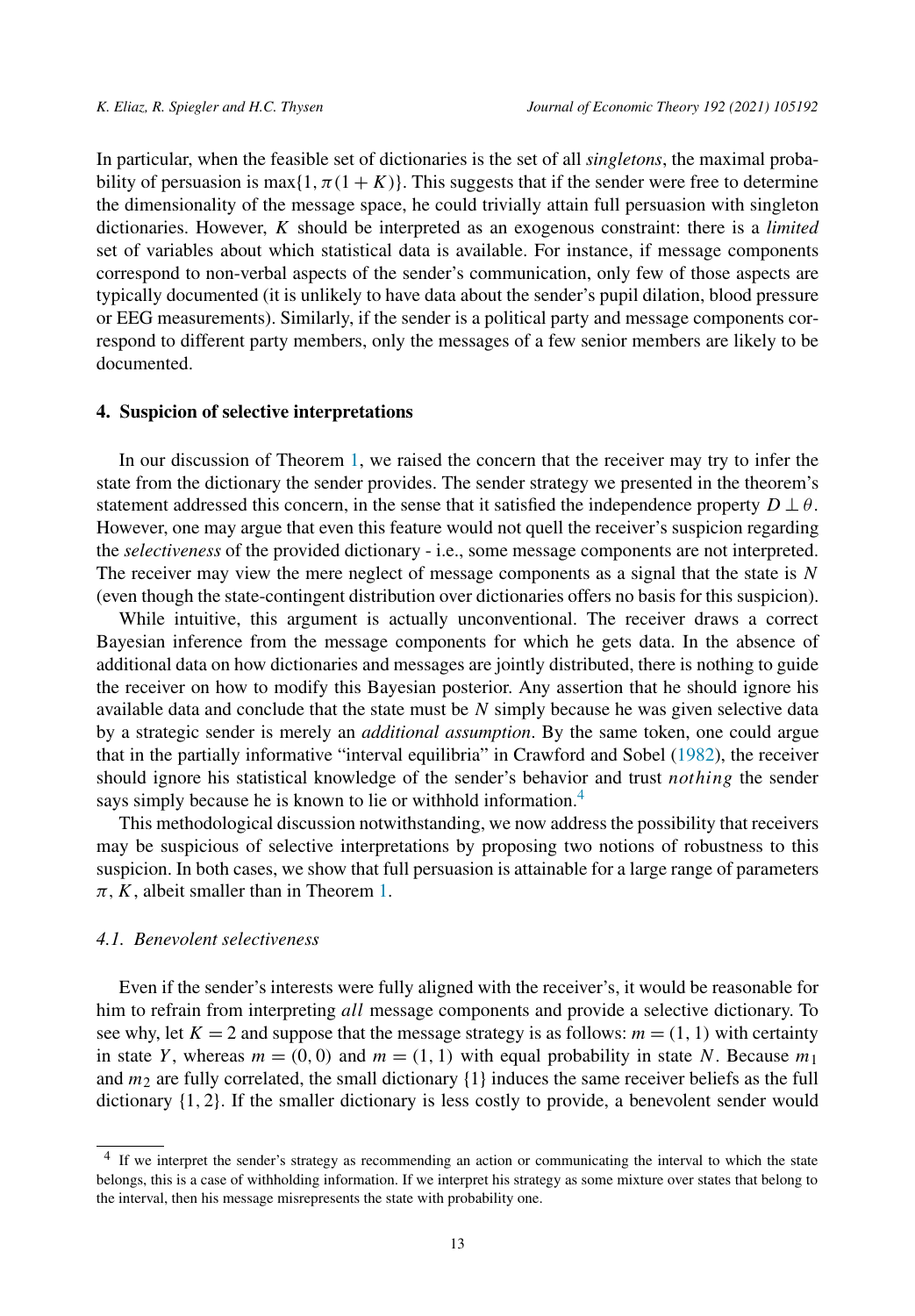In particular, when the feasible set of dictionaries is the set of all *singletons*, the maximal probability of persuasion is $\max\{1, \pi(1+K)\}$. This suggests that if the sender were free to determine the dimensionality of the message space, he could trivially attain full persuasion with singleton dictionaries. However, $K$ should be interpreted as an exogenous constraint: there is a *limited* set of variables about which statistical data is available. For instance, if message components correspond to non-verbal aspects of the sender's communication, only few of those aspects are typically documented (it is unlikely to have data about the sender's pupil dilation, blood pressure or EEG measurements). Similarly, if the sender is a political party and message components correspond to different party members, only the messages of a few senior members are likely to be documented.

## 4. Suspicion of selective interpretations

In our discussion of Theorem 1, we raised the concern that the receiver may try to infer the state from the dictionary the sender provides. The sender strategy we presented in the theorem's statement addressed this concern, in the sense that it satisfied the independence property $D \perp \theta$. However, one may argue that even this feature would not quell the receiver's suspicion regarding the *selectiveness* of the provided dictionary - i.e., some message components are not interpreted. The receiver may view the mere neglect of message components as a signal that the state is $N$ (even though the state-contingent distribution over dictionaries offers no basis for this suspicion).

While intuitive, this argument is actually unconventional. The receiver draws a correct Bayesian inference from the message components for which he gets data. In the absence of additional data on how dictionaries and messages are jointly distributed, there is nothing to guide the receiver on how to modify this Bayesian posterior. Any assertion that he should ignore his available data and conclude that the state must be $N$ simply because he was given selective data by a strategic sender is merely an *additional assumption*. By the same token, one could argue that in the partially informative "interval equilibria" in Crawford and Sobel (1982), the receiver should ignore his statistical knowledge of the sender's behavior and trust *nothing* the sender says simply because he is known to lie or withhold information.[4]

This methodological discussion notwithstanding, we now address the possibility that receivers may be suspicious of selective interpretations by proposing two notions of robustness to this suspicion. In both cases, we show that full persuasion is attainable for a large range of parameters $\pi, K$, albeit smaller than in Theorem 1.

### 4.1. Benevolent selectiveness

Even if the sender's interests were fully aligned with the receiver's, it would be reasonable for him to refrain from interpreting *all* message components and provide a selective dictionary. To see why, let $K = 2$ and suppose that the message strategy is as follows: $m = (1, 1)$ with certainty in state $Y$, whereas $m = (0, 0)$ and $m = (1, 1)$ with equal probability in state $N$. Because $m_1$ and $m_2$ are fully correlated, the small dictionary $\{1\}$ induces the same receiver beliefs as the full dictionary $\{1, 2\}$. If the smaller dictionary is less costly to provide, a benevolent sender would

[4] If we interpret the sender's strategy as recommending an action or communicating the interval to which the state belongs, this is a case of withholding information. If we interpret his strategy as some mixture over states that belong to the interval, then his message misrepresents the state with probability one.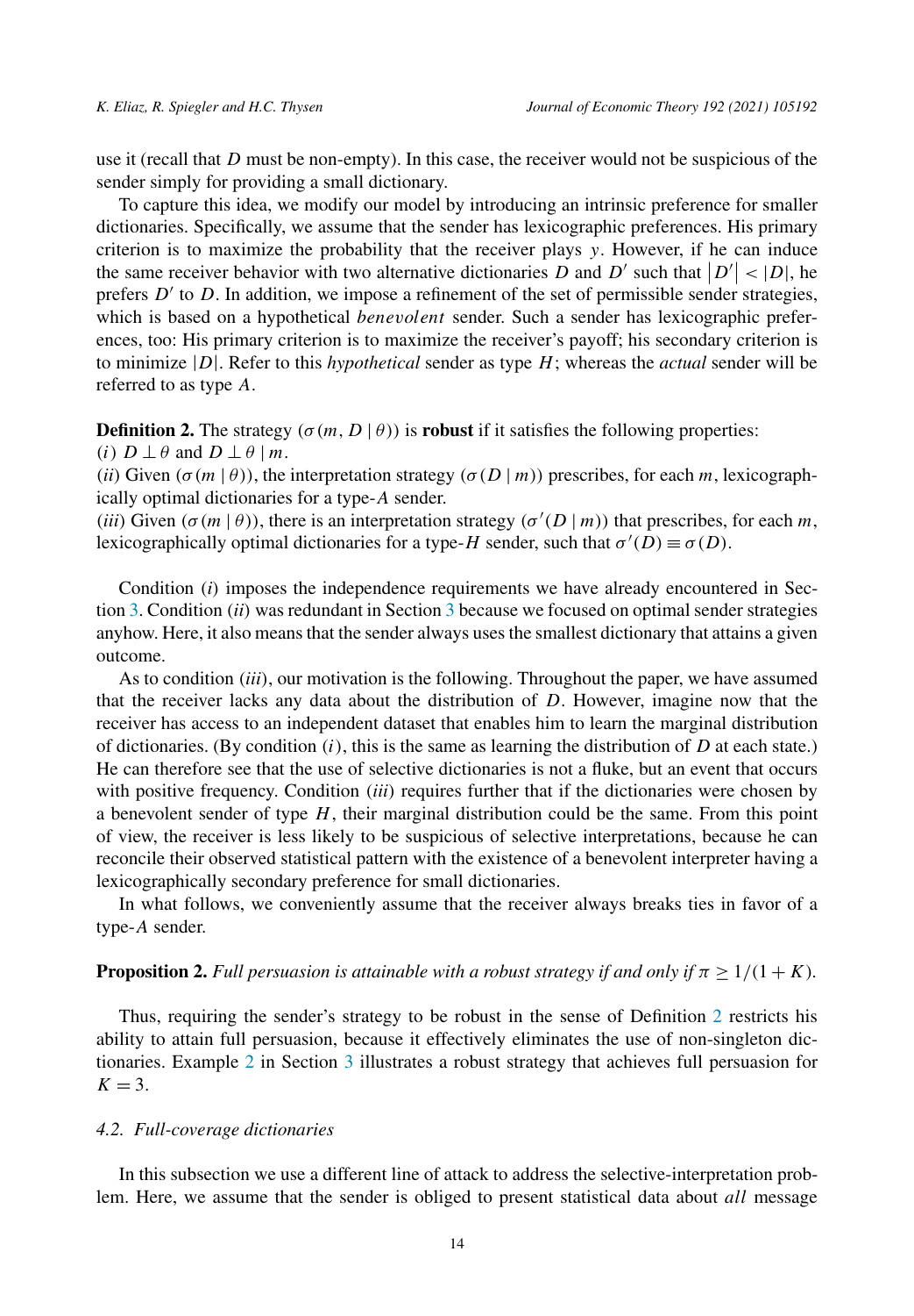use it (recall that $D$ must be non-empty). In this case, the receiver would not be suspicious of the sender simply for providing a small dictionary.

To capture this idea, we modify our model by introducing an intrinsic preference for smaller dictionaries. Specifically, we assume that the sender has lexicographic preferences. His primary criterion is to maximize the probability that the receiver plays $y$. However, if he can induce the same receiver behavior with two alternative dictionaries $D$ and $D'$ such that $|D'| < |D|$, he prefers $D'$ to $D$. In addition, we impose a refinement of the set of permissible sender strategies, which is based on a hypothetical *benevolent* sender. Such a sender has lexicographic preferences, too: His primary criterion is to maximize the receiver's payoff; his secondary criterion is to minimize $|D|$. Refer to this *hypothetical* sender as type $H$; whereas the *actual* sender will be referred to as type $A$.

**Definition 2.** The strategy $(\sigma(m, D \mid \theta))$ is **robust** if it satisfies the following properties:
$(i)$ $D \perp \theta$ and $D \perp \theta \mid m$.
$(ii)$ Given $(\sigma(m \mid \theta))$, the interpretation strategy $(\sigma(D \mid m))$ prescribes, for each $m$, lexicographically optimal dictionaries for a type-$A$ sender.
$(iii)$ Given $(\sigma(m \mid \theta))$, there is an interpretation strategy $(\sigma'(D \mid m))$ that prescribes, for each $m$, lexicographically optimal dictionaries for a type-$H$ sender, such that $\sigma'(D) \equiv \sigma(D)$.

Condition $(i)$ imposes the independence requirements we have already encountered in Section 3. Condition $(ii)$ was redundant in Section 3 because we focused on optimal sender strategies anyhow. Here, it also means that the sender always uses the smallest dictionary that attains a given outcome.

As to condition $(iii)$, our motivation is the following. Throughout the paper, we have assumed that the receiver lacks any data about the distribution of $D$. However, imagine now that the receiver has access to an independent dataset that enables him to learn the marginal distribution of dictionaries. (By condition $(i)$, this is the same as learning the distribution of $D$ at each state.) He can therefore see that the use of selective dictionaries is not a fluke, but an event that occurs with positive frequency. Condition $(iii)$ requires further that if the dictionaries were chosen by a benevolent sender of type $H$, their marginal distribution could be the same. From this point of view, the receiver is less likely to be suspicious of selective interpretations, because he can reconcile their observed statistical pattern with the existence of a benevolent interpreter having a lexicographically secondary preference for small dictionaries.

In what follows, we conveniently assume that the receiver always breaks ties in favor of a type-$A$ sender.

**Proposition 2.** *Full persuasion is attainable with a robust strategy if and only if $\pi \geq 1/(1 + K)$.*

Thus, requiring the sender's strategy to be robust in the sense of Definition 2 restricts his ability to attain full persuasion, because it effectively eliminates the use of non-singleton dictionaries. Example 2 in Section 3 illustrates a robust strategy that achieves full persuasion for $K = 3$.

### 4.2. Full-coverage dictionaries

In this subsection we use a different line of attack to address the selective-interpretation problem. Here, we assume that the sender is obliged to present statistical data about *all* message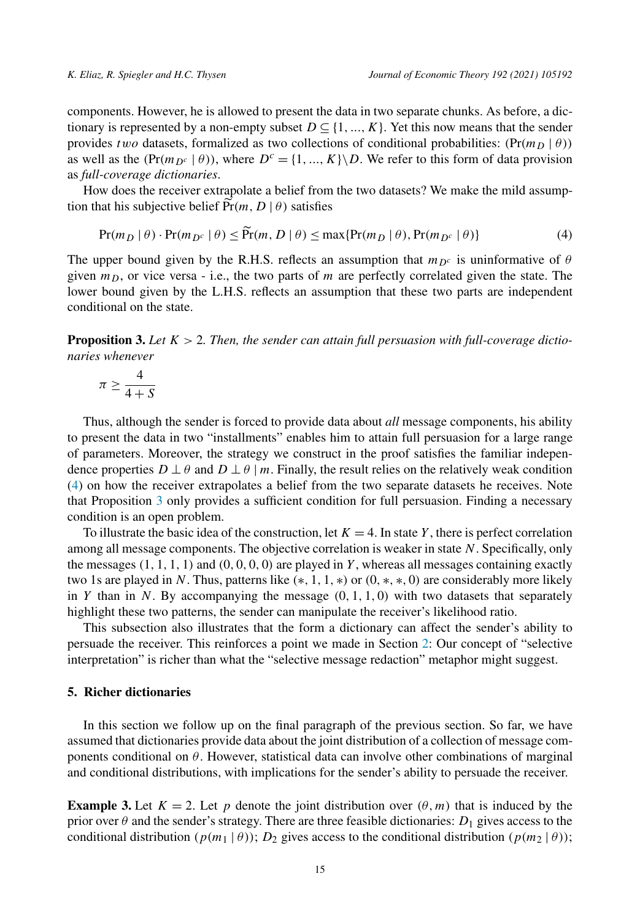components. However, he is allowed to present the data in two separate chunks. As before, a dictionary is represented by a non-empty subset $D \subseteq \{1, ..., K\}$. Yet this now means that the sender provides *two* datasets, formalized as two collections of conditional probabilities: $(\Pr(m_D \mid \theta))$ as well as the $(\Pr(m_{D^c} \mid \theta))$, where $D^c = \{1, ..., K\} \backslash D$. We refer to this form of data provision as *full-coverage dictionaries*.

How does the receiver extrapolate a belief from the two datasets? We make the mild assumption that his subjective belief $\widetilde{\Pr}(m, D \mid \theta)$ satisfies

$$\Pr(m_D \mid \theta) \cdot \Pr(m_{D^c} \mid \theta) \leq \widetilde{\Pr}(m, D \mid \theta) \leq \max\{\Pr(m_D \mid \theta), \Pr(m_{D^c} \mid \theta)\} \tag{4}$$

The upper bound given by the R.H.S. reflects an assumption that $m_{D^c}$ is uninformative of $\theta$ given $m_D$, or vice versa - i.e., the two parts of $m$ are perfectly correlated given the state. The lower bound given by the L.H.S. reflects an assumption that these two parts are independent conditional on the state.

**Proposition 3.** *Let $K > 2$. Then, the sender can attain full persuasion with full-coverage dictionaries whenever*

$$\pi \geq \frac{4}{4+S}$$

Thus, although the sender is forced to provide data about *all* message components, his ability to present the data in two separate "installments" enables him to attain full persuasion for a large range of parameters. Moreover, the strategy we construct in the proof satisfies the familiar independence properties $D \perp \theta$ and $D \perp \theta \mid m$. Finally, the result relies on the relatively weak condition (4) on how the receiver extrapolates a belief from the two separate datasets he receives. Note that Proposition 3 only provides a sufficient condition for full persuasion. Finding a necessary condition is an open problem.

To illustrate the basic idea of the construction, let $K = 4$. In state $Y$, there is perfect correlation among all message components. The objective correlation is weaker in state $N$. Specifically, only the messages $(1, 1, 1, 1)$ and $(0, 0, 0, 0)$ are played in $Y$, whereas all messages containing exactly two 1s are played in $N$. Thus, patterns like $(*, 1, 1, *)$ or $(0, *, *, 0)$ are considerably more likely in $Y$ than in $N$. By accompanying the message $(0, 1, 1, 0)$ with two datasets that separately highlight these two patterns, the sender can manipulate the receiver's likelihood ratio.

This subsection also illustrates that the form a dictionary can affect the sender's ability to persuade the receiver. This reinforces a point we made in Section 2: Our concept of "selective interpretation" is richer than what the "selective message redaction" metaphor might suggest.

## 5. Richer dictionaries

In this section we follow up on the final paragraph of the previous section. So far, we have assumed that dictionaries provide data about the joint distribution of a collection of message components conditional on $\theta$. However, statistical data can involve other combinations of marginal and conditional distributions, with implications for the sender's ability to persuade the receiver.

**Example 3.** Let $K = 2$. Let $p$ denote the joint distribution over $(\theta, m)$ that is induced by the prior over $\theta$ and the sender's strategy. There are three feasible dictionaries: $D_1$ gives access to the conditional distribution $(p(m_1 \mid \theta))$; $D_2$ gives access to the conditional distribution $(p(m_2 \mid \theta))$;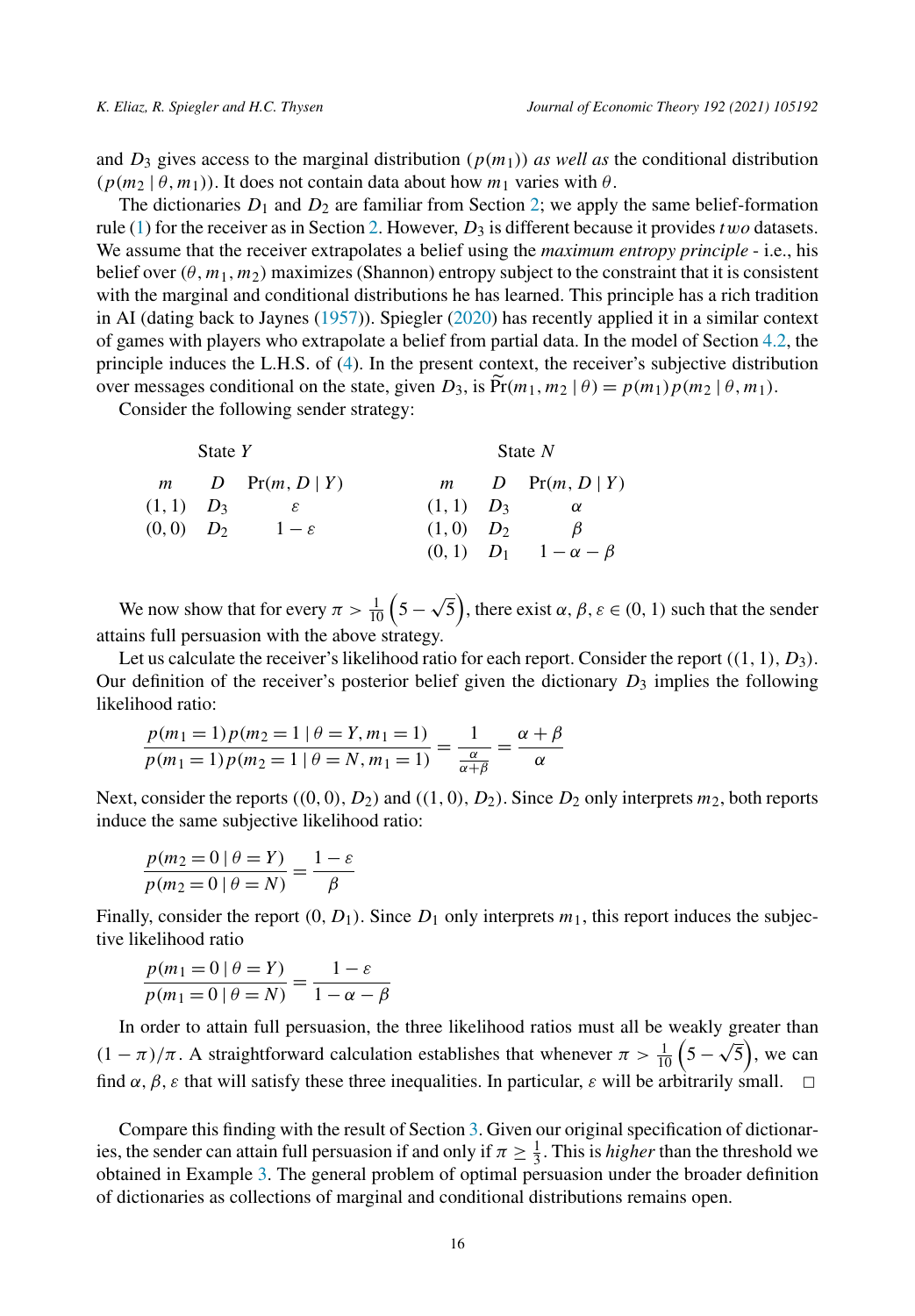and $D_3$ gives access to the marginal distribution $(p(m_1))$ *as well as* the conditional distribution $(p(m_2 \mid \theta, m_1))$. It does not contain data about how $m_1$ varies with $\theta$.

The dictionaries $D_1$ and $D_2$ are familiar from Section 2; we apply the same belief-formation rule (1) for the receiver as in Section 2. However, $D_3$ is different because it provides *two* datasets. We assume that the receiver extrapolates a belief using the *maximum entropy principle* - i.e., his belief over $(\theta, m_1, m_2)$ maximizes (Shannon) entropy subject to the constraint that it is consistent with the marginal and conditional distributions he has learned. This principle has a rich tradition in AI (dating back to Jaynes (1957)). Spiegler (2020) has recently applied it in a similar context of games with players who extrapolate a belief from partial data. In the model of Section 4.2, the principle induces the L.H.S. of (4). In the present context, the receiver's subjective distribution over messages conditional on the state, given $D_3$, is $\widetilde{\Pr}(m_1, m_2 \mid \theta) = p(m_1)p(m_2 \mid \theta, m_1)$.

Consider the following sender strategy:

State $Y$

| $m$ | $D$ | $\Pr(m, D \mid Y)$ |
|---|---|---|
| $(1,1)$ | $D_3$ | $\varepsilon$ |
| $(0,0)$ | $D_2$ | $1-\varepsilon$ |

State $N$

| $m$ | $D$ | $\Pr(m, D \mid Y)$ |
|---|---|---|
| $(1,1)$ | $D_3$ | $\alpha$ |
| $(1,0)$ | $D_2$ | $\beta$ |
| $(0,1)$ | $D_1$ | $1-\alpha-\beta$ |

We now show that for every $\pi > \frac{1}{10}\left(5-\sqrt{5}\right)$, there exist $\alpha, \beta, \varepsilon \in (0,1)$ such that the sender attains full persuasion with the above strategy.

Let us calculate the receiver's likelihood ratio for each report. Consider the report $((1,1), D_3)$. Our definition of the receiver's posterior belief given the dictionary $D_3$ implies the following likelihood ratio:

$$\frac{p(m_1 = 1)p(m_2 = 1 \mid \theta = Y, m_1 = 1)}{p(m_1 = 1)p(m_2 = 1 \mid \theta = N, m_1 = 1)} = \frac{1}{\frac{\alpha}{\alpha+\beta}} = \frac{\alpha+\beta}{\alpha}$$

Next, consider the reports $((0,0), D_2)$ and $((1,0), D_2)$. Since $D_2$ only interprets $m_2$, both reports induce the same subjective likelihood ratio:

$$\frac{p(m_2 = 0 \mid \theta = Y)}{p(m_2 = 0 \mid \theta = N)} = \frac{1-\varepsilon}{\beta}$$

Finally, consider the report $(0, D_1)$. Since $D_1$ only interprets $m_1$, this report induces the subjective likelihood ratio

$$\frac{p(m_1 = 0 \mid \theta = Y)}{p(m_1 = 0 \mid \theta = N)} = \frac{1-\varepsilon}{1-\alpha-\beta}$$

In order to attain full persuasion, the three likelihood ratios must all be weakly greater than $(1-\pi)/\pi$. A straightforward calculation establishes that whenever $\pi > \frac{1}{10}\left(5-\sqrt{5}\right)$, we can find $\alpha, \beta, \varepsilon$ that will satisfy these three inequalities. In particular, $\varepsilon$ will be arbitrarily small. □

Compare this finding with the result of Section 3. Given our original specification of dictionaries, the sender can attain full persuasion if and only if $\pi \geq \frac{1}{3}$. This is *higher* than the threshold we obtained in Example 3. The general problem of optimal persuasion under the broader definition of dictionaries as collections of marginal and conditional distributions remains open.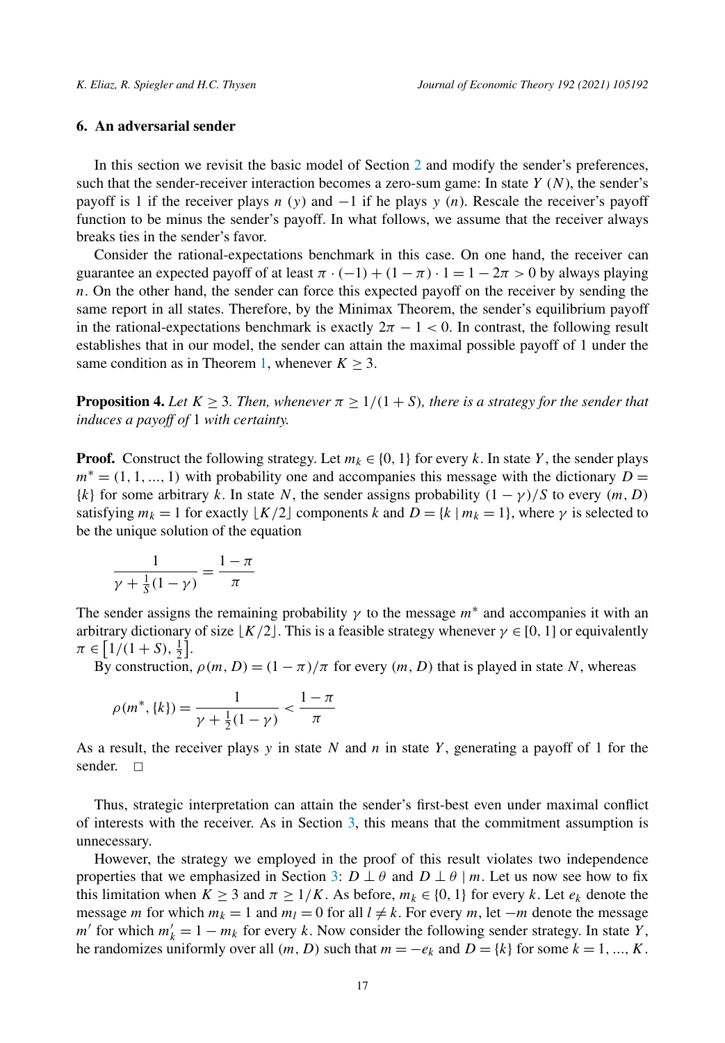## 6. An adversarial sender

In this section we revisit the basic model of Section 2 and modify the sender's preferences, such that the sender-receiver interaction becomes a zero-sum game: In state $Y$ ($N$), the sender's payoff is 1 if the receiver plays $n$ ($y$) and $-1$ if he plays $y$ ($n$). Rescale the receiver's payoff function to be minus the sender's payoff. In what follows, we assume that the receiver always breaks ties in the sender's favor.

Consider the rational-expectations benchmark in this case. On one hand, the receiver can guarantee an expected payoff of at least $\pi \cdot (-1) + (1-\pi) \cdot 1 = 1 - 2\pi > 0$ by always playing $n$. On the other hand, the sender can force this expected payoff on the receiver by sending the same report in all states. Therefore, by the Minimax Theorem, the sender's equilibrium payoff in the rational-expectations benchmark is exactly $2\pi - 1 < 0$. In contrast, the following result establishes that in our model, the sender can attain the maximal possible payoff of 1 under the same condition as in Theorem 1, whenever $K \geq 3$.

**Proposition 4.** *Let* $K \geq 3$. *Then, whenever* $\pi \geq 1/(1+S)$, *there is a strategy for the sender that induces a payoff of* 1 *with certainty.*

**Proof.** Construct the following strategy. Let $m_k \in \{0, 1\}$ for every $k$. In state $Y$, the sender plays $m^* = (1, 1, ..., 1)$ with probability one and accompanies this message with the dictionary $D = \{k\}$ for some arbitrary $k$. In state $N$, the sender assigns probability $(1-\gamma)/S$ to every $(m, D)$ satisfying $m_k = 1$ for exactly $\lfloor K/2 \rfloor$ components $k$ and $D = \{k \mid m_k = 1\}$, where $\gamma$ is selected to be the unique solution of the equation

$$\frac{1}{\gamma + \frac{1}{S}(1-\gamma)} = \frac{1-\pi}{\pi}$$

The sender assigns the remaining probability $\gamma$ to the message $m^*$ and accompanies it with an arbitrary dictionary of size $\lfloor K/2 \rfloor$. This is a feasible strategy whenever $\gamma \in [0, 1]$ or equivalently $\pi \in \left[1/(1+S), \frac{1}{2}\right]$.

By construction, $\rho(m, D) = (1-\pi)/\pi$ for every $(m, D)$ that is played in state $N$, whereas

$$\rho(m^*, \{k\}) = \frac{1}{\gamma + \frac{1}{2}(1-\gamma)} < \frac{1-\pi}{\pi}$$

As a result, the receiver plays $y$ in state $N$ and $n$ in state $Y$, generating a payoff of 1 for the sender. $\square$

Thus, strategic interpretation can attain the sender's first-best even under maximal conflict of interests with the receiver. As in Section 3, this means that the commitment assumption is unnecessary.

However, the strategy we employed in the proof of this result violates two independence properties that we emphasized in Section 3: $D \perp \theta$ and $D \perp \theta \mid m$. Let us now see how to fix this limitation when $K \geq 3$ and $\pi \geq 1/K$. As before, $m_k \in \{0, 1\}$ for every $k$. Let $e_k$ denote the message $m$ for which $m_k = 1$ and $m_l = 0$ for all $l \neq k$. For every $m$, let $-m$ denote the message $m'$ for which $m'_k = 1 - m_k$ for every $k$. Now consider the following sender strategy. In state $Y$, he randomizes uniformly over all $(m, D)$ such that $m = -e_k$ and $D = \{k\}$ for some $k = 1, ..., K$.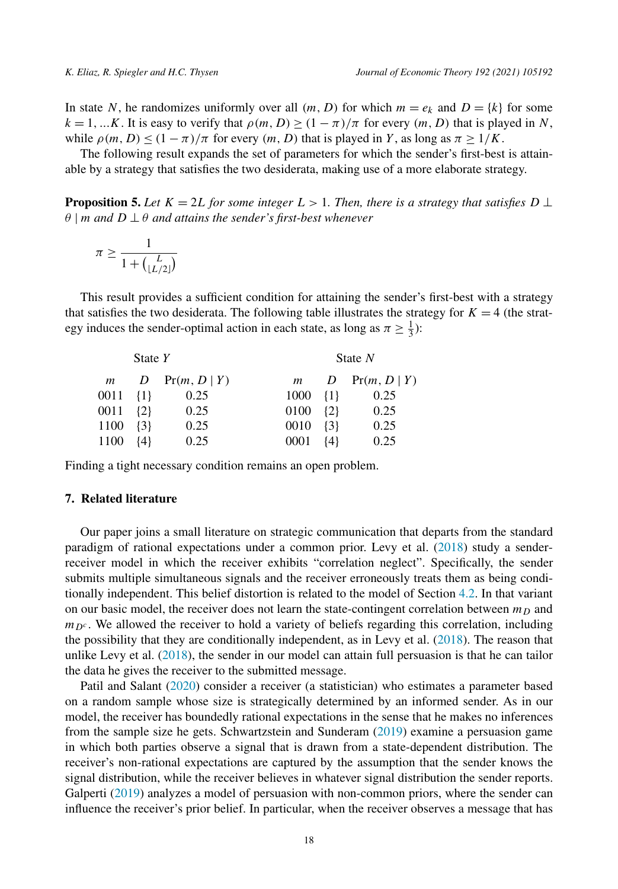In state $N$, he randomizes uniformly over all $(m, D)$ for which $m = e_k$ and $D = \{k\}$ for some $k = 1, ...K$. It is easy to verify that $\rho(m, D) \geq (1 - \pi)/\pi$ for every $(m, D)$ that is played in $N$, while $\rho(m, D) \leq (1 - \pi)/\pi$ for every $(m, D)$ that is played in $Y$, as long as $\pi \geq 1/K$.

The following result expands the set of parameters for which the sender's first-best is attainable by a strategy that satisfies the two desiderata, making use of a more elaborate strategy.

**Proposition 5.** *Let $K = 2L$ for some integer $L > 1$. Then, there is a strategy that satisfies $D \perp \theta \mid m$ and $D \perp \theta$ and attains the sender's first-best whenever*

$$\pi \geq \frac{1}{1 + \binom{L}{\lfloor L/2 \rfloor}}$$

This result provides a sufficient condition for attaining the sender's first-best with a strategy that satisfies the two desiderata. The following table illustrates the strategy for $K = 4$ (the strategy induces the sender-optimal action in each state, as long as $\pi \geq \frac{1}{3}$):

| State $Y$ | | | State $N$ | | |
|---|---|---|---|---|---|
| $m$ | $D$ | $\Pr(m, D \mid Y)$ | $m$ | $D$ | $\Pr(m, D \mid Y)$ |
| 0011 | $\{1\}$ | 0.25 | 1000 | $\{1\}$ | 0.25 |
| 0011 | $\{2\}$ | 0.25 | 0100 | $\{2\}$ | 0.25 |
| 1100 | $\{3\}$ | 0.25 | 0010 | $\{3\}$ | 0.25 |
| 1100 | $\{4\}$ | 0.25 | 0001 | $\{4\}$ | 0.25 |

Finding a tight necessary condition remains an open problem.

## 7. Related literature

Our paper joins a small literature on strategic communication that departs from the standard paradigm of rational expectations under a common prior. Levy et al. (2018) study a sender-receiver model in which the receiver exhibits "correlation neglect". Specifically, the sender submits multiple simultaneous signals and the receiver erroneously treats them as being conditionally independent. This belief distortion is related to the model of Section 4.2. In that variant on our basic model, the receiver does not learn the state-contingent correlation between $m_D$ and $m_{D^c}$. We allowed the receiver to hold a variety of beliefs regarding this correlation, including the possibility that they are conditionally independent, as in Levy et al. (2018). The reason that unlike Levy et al. (2018), the sender in our model can attain full persuasion is that he can tailor the data he gives the receiver to the submitted message.

Patil and Salant (2020) consider a receiver (a statistician) who estimates a parameter based on a random sample whose size is strategically determined by an informed sender. As in our model, the receiver has boundedly rational expectations in the sense that he makes no inferences from the sample size he gets. Schwartzstein and Sunderam (2019) examine a persuasion game in which both parties observe a signal that is drawn from a state-dependent distribution. The receiver's non-rational expectations are captured by the assumption that the sender knows the signal distribution, while the receiver believes in whatever signal distribution the sender reports. Galperti (2019) analyzes a model of persuasion with non-common priors, where the sender can influence the receiver's prior belief. In particular, when the receiver observes a message that has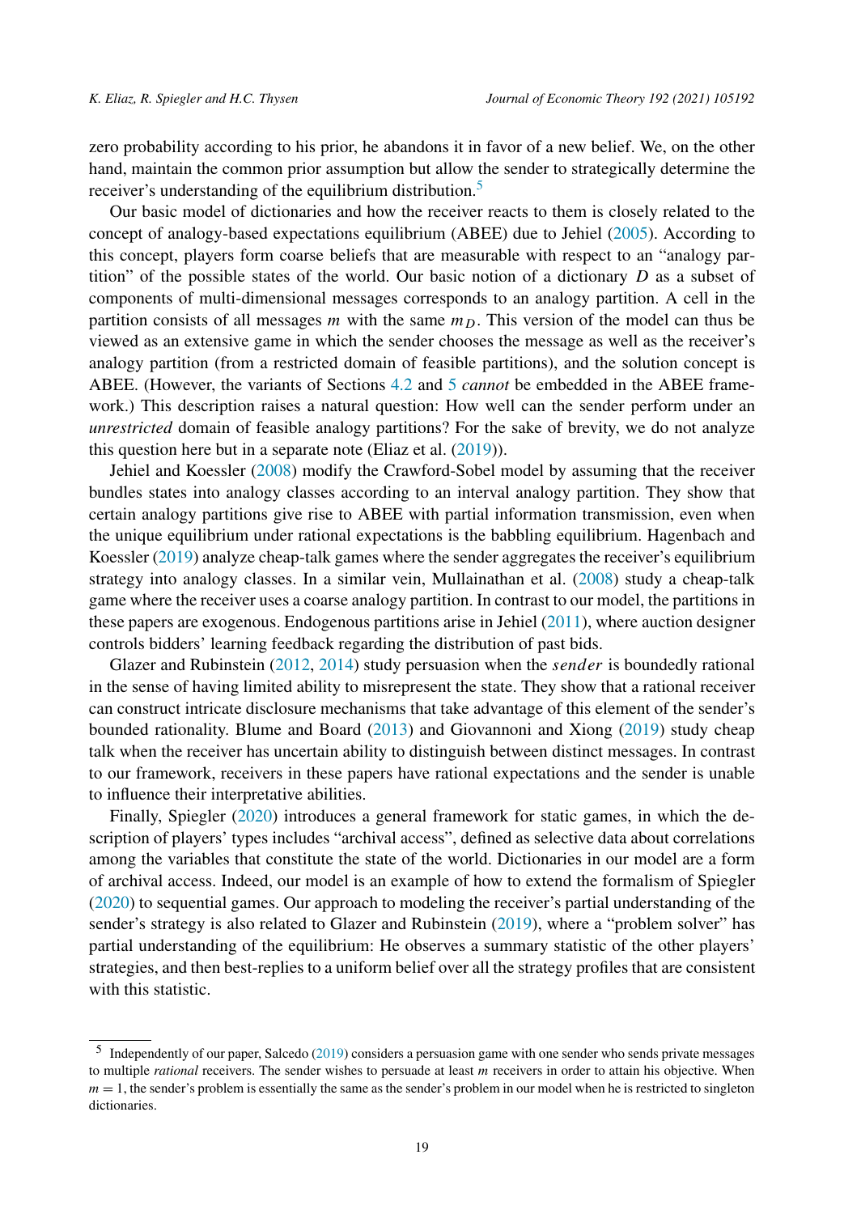zero probability according to his prior, he abandons it in favor of a new belief. We, on the other hand, maintain the common prior assumption but allow the sender to strategically determine the receiver's understanding of the equilibrium distribution.[5]

Our basic model of dictionaries and how the receiver reacts to them is closely related to the concept of analogy-based expectations equilibrium (ABEE) due to Jehiel (2005). According to this concept, players form coarse beliefs that are measurable with respect to an "analogy partition" of the possible states of the world. Our basic notion of a dictionary $D$ as a subset of components of multi-dimensional messages corresponds to an analogy partition. A cell in the partition consists of all messages $m$ with the same $m_D$. This version of the model can thus be viewed as an extensive game in which the sender chooses the message as well as the receiver's analogy partition (from a restricted domain of feasible partitions), and the solution concept is ABEE. (However, the variants of Sections 4.2 and 5 *cannot* be embedded in the ABEE framework.) This description raises a natural question: How well can the sender perform under an *unrestricted* domain of feasible analogy partitions? For the sake of brevity, we do not analyze this question here but in a separate note (Eliaz et al. (2019)).

Jehiel and Koessler (2008) modify the Crawford-Sobel model by assuming that the receiver bundles states into analogy classes according to an interval analogy partition. They show that certain analogy partitions give rise to ABEE with partial information transmission, even when the unique equilibrium under rational expectations is the babbling equilibrium. Hagenbach and Koessler (2019) analyze cheap-talk games where the sender aggregates the receiver's equilibrium strategy into analogy classes. In a similar vein, Mullainathan et al. (2008) study a cheap-talk game where the receiver uses a coarse analogy partition. In contrast to our model, the partitions in these papers are exogenous. Endogenous partitions arise in Jehiel (2011), where auction designer controls bidders' learning feedback regarding the distribution of past bids.

Glazer and Rubinstein (2012, 2014) study persuasion when the *sender* is boundedly rational in the sense of having limited ability to misrepresent the state. They show that a rational receiver can construct intricate disclosure mechanisms that take advantage of this element of the sender's bounded rationality. Blume and Board (2013) and Giovannoni and Xiong (2019) study cheap talk when the receiver has uncertain ability to distinguish between distinct messages. In contrast to our framework, receivers in these papers have rational expectations and the sender is unable to influence their interpretative abilities.

Finally, Spiegler (2020) introduces a general framework for static games, in which the description of players' types includes "archival access", defined as selective data about correlations among the variables that constitute the state of the world. Dictionaries in our model are a form of archival access. Indeed, our model is an example of how to extend the formalism of Spiegler (2020) to sequential games. Our approach to modeling the receiver's partial understanding of the sender's strategy is also related to Glazer and Rubinstein (2019), where a "problem solver" has partial understanding of the equilibrium: He observes a summary statistic of the other players' strategies, and then best-replies to a uniform belief over all the strategy profiles that are consistent with this statistic.

[5] Independently of our paper, Salcedo (2019) considers a persuasion game with one sender who sends private messages to multiple *rational* receivers. The sender wishes to persuade at least $m$ receivers in order to attain his objective. When $m = 1$, the sender's problem is essentially the same as the sender's problem in our model when he is restricted to singleton dictionaries.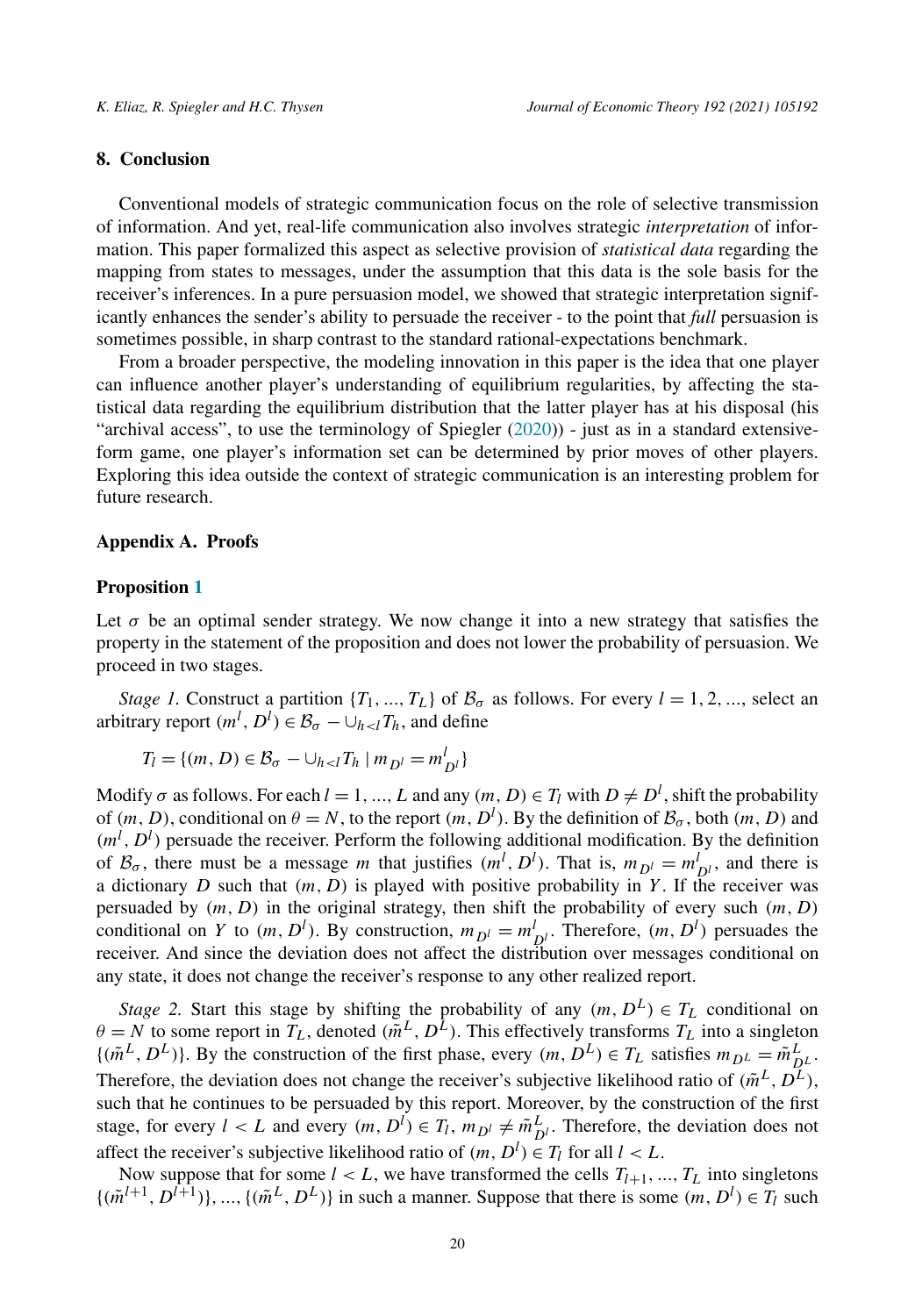## 8. Conclusion

Conventional models of strategic communication focus on the role of selective transmission of information. And yet, real-life communication also involves strategic *interpretation* of information. This paper formalized this aspect as selective provision of *statistical data* regarding the mapping from states to messages, under the assumption that this data is the sole basis for the receiver's inferences. In a pure persuasion model, we showed that strategic interpretation significantly enhances the sender's ability to persuade the receiver - to the point that *full* persuasion is sometimes possible, in sharp contrast to the standard rational-expectations benchmark.

From a broader perspective, the modeling innovation in this paper is the idea that one player can influence another player's understanding of equilibrium regularities, by affecting the statistical data regarding the equilibrium distribution that the latter player has at his disposal (his "archival access", to use the terminology of Spiegler (2020)) - just as in a standard extensive-form game, one player's information set can be determined by prior moves of other players. Exploring this idea outside the context of strategic communication is an interesting problem for future research.

## Appendix A. Proofs

### Proposition 1

Let $\sigma$ be an optimal sender strategy. We now change it into a new strategy that satisfies the property in the statement of the proposition and does not lower the probability of persuasion. We proceed in two stages.

*Stage 1.* Construct a partition $\{T_1, ..., T_L\}$ of $\mathcal{B}_\sigma$ as follows. For every $l = 1, 2, ...$, select an arbitrary report $(m^l, D^l) \in \mathcal{B}_\sigma - \cup_{h<l} T_h$, and define

$$T_l = \{(m, D) \in \mathcal{B}_\sigma - \cup_{h<l} T_h \mid m_{D^l} = m^l_{D^l}\}$$

Modify $\sigma$ as follows. For each $l = 1, ..., L$ and any $(m, D) \in T_l$ with $D \neq D^l$, shift the probability of $(m, D)$, conditional on $\theta = N$, to the report $(m, D^l)$. By the definition of $\mathcal{B}_\sigma$, both $(m, D)$ and $(m^l, D^l)$ persuade the receiver. Perform the following additional modification. By the definition of $\mathcal{B}_\sigma$, there must be a message $m$ that justifies $(m^l, D^l)$. That is, $m_{D^l} = m^l_{D^l}$, and there is a dictionary $D$ such that $(m, D)$ is played with positive probability in $Y$. If the receiver was persuaded by $(m, D)$ in the original strategy, then shift the probability of every such $(m, D)$ conditional on $Y$ to $(m, D^l)$. By construction, $m_{D^l} = m^l_{D^l}$. Therefore, $(m, D^l)$ persuades the receiver. And since the deviation does not affect the distribution over messages conditional on any state, it does not change the receiver's response to any other realized report.

*Stage 2.* Start this stage by shifting the probability of any $(m, D^L) \in T_L$ conditional on $\theta = N$ to some report in $T_L$, denoted $(\tilde{m}^L, D^L)$. This effectively transforms $T_L$ into a singleton $\{(\tilde{m}^L, D^L)\}$. By the construction of the first phase, every $(m, D^L) \in T_L$ satisfies $m_{D^L} = \tilde{m}^L_{D^L}$. Therefore, the deviation does not change the receiver's subjective likelihood ratio of $(\tilde{m}^L, D^L)$, such that he continues to be persuaded by this report. Moreover, by the construction of the first stage, for every $l < L$ and every $(m, D^l) \in T_l$, $m_{D^l} \neq \tilde{m}^L_{D^l}$. Therefore, the deviation does not affect the receiver's subjective likelihood ratio of $(m, D^l) \in T_l$ for all $l < L$.

Now suppose that for some $l < L$, we have transformed the cells $T_{l+1}, ..., T_L$ into singletons $\{(\tilde{m}^{l+1}, D^{l+1})\}, ..., \{(\tilde{m}^L, D^L)\}$ in such a manner. Suppose that there is some $(m, D^l) \in T_l$ such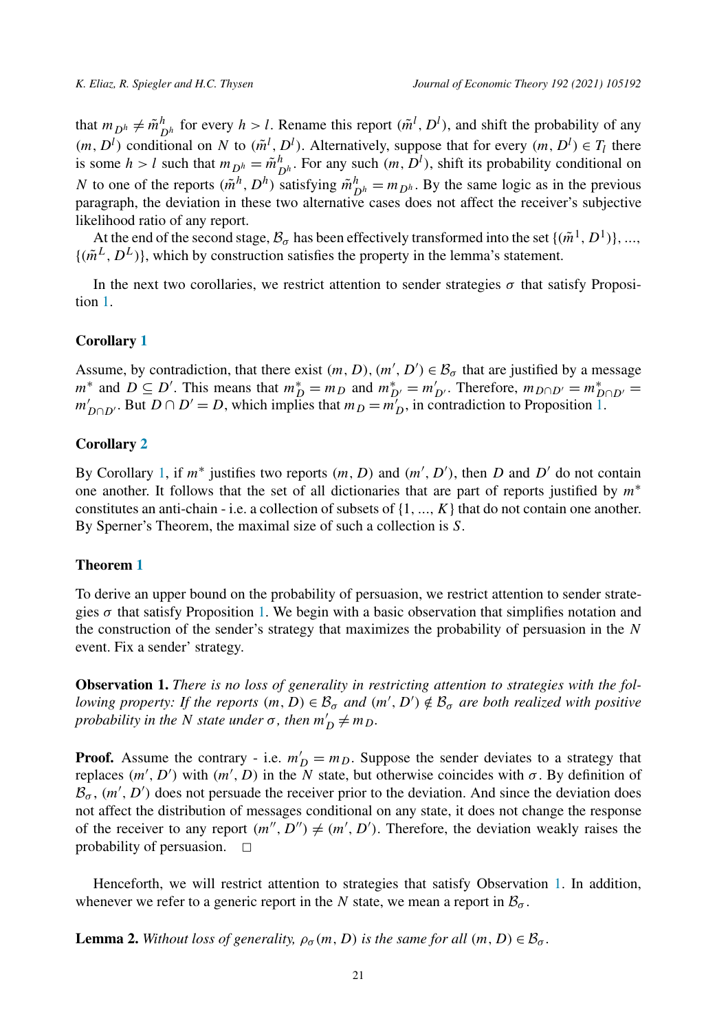that $m_{D^h} \neq \tilde{m}^h_{D^h}$ for every $h > l$. Rename this report $(\tilde{m}^l, D^l)$, and shift the probability of any $(m, D^l)$ conditional on $N$ to $(\tilde{m}^l, D^l)$. Alternatively, suppose that for every $(m, D^l) \in T_l$ there is some $h > l$ such that $m_{D^h} = \tilde{m}^h_{D^h}$. For any such $(m, D^l)$, shift its probability conditional on $N$ to one of the reports $(\tilde{m}^h, D^h)$ satisfying $\tilde{m}^h_{D^h} = m_{D^h}$. By the same logic as in the previous paragraph, the deviation in these two alternative cases does not affect the receiver's subjective likelihood ratio of any report.

At the end of the second stage, $\mathcal{B}_\sigma$ has been effectively transformed into the set $\{(\tilde{m}^1, D^1)\}, ..., \{(\tilde{m}^L, D^L)\}$, which by construction satisfies the property in the lemma's statement.

In the next two corollaries, we restrict attention to sender strategies $\sigma$ that satisfy Proposition 1.

### Corollary 1

Assume, by contradiction, that there exist $(m, D), (m', D') \in \mathcal{B}_\sigma$ that are justified by a message $m^*$ and $D \subseteq D'$. This means that $m^*_D = m_D$ and $m^*_{D'} = m'_{D'}$. Therefore, $m_{D\cap D'} = m^*_{D\cap D'} = m'_{D\cap D'}$. But $D \cap D' = D$, which implies that $m_D = m'_D$, in contradiction to Proposition 1.

### Corollary 2

By Corollary 1, if $m^*$ justifies two reports $(m, D)$ and $(m', D')$, then $D$ and $D'$ do not contain one another. It follows that the set of all dictionaries that are part of reports justified by $m^*$ constitutes an anti-chain - i.e. a collection of subsets of $\{1, ..., K\}$ that do not contain one another. By Sperner's Theorem, the maximal size of such a collection is $S$.

### Theorem 1

To derive an upper bound on the probability of persuasion, we restrict attention to sender strategies $\sigma$ that satisfy Proposition 1. We begin with a basic observation that simplifies notation and the construction of the sender's strategy that maximizes the probability of persuasion in the $N$ event. Fix a sender' strategy.

**Observation 1.** *There is no loss of generality in restricting attention to strategies with the following property: If the reports $(m, D) \in \mathcal{B}_\sigma$ and $(m', D') \notin \mathcal{B}_\sigma$ are both realized with positive probability in the $N$ state under $\sigma$, then $m'_D \neq m_D$.*

**Proof.** Assume the contrary - i.e. $m'_D = m_D$. Suppose the sender deviates to a strategy that replaces $(m', D')$ with $(m', D)$ in the $N$ state, but otherwise coincides with $\sigma$. By definition of $\mathcal{B}_\sigma$, $(m', D')$ does not persuade the receiver prior to the deviation. And since the deviation does not affect the distribution of messages conditional on any state, it does not change the response of the receiver to any report $(m'', D'') \neq (m', D')$. Therefore, the deviation weakly raises the probability of persuasion. $\square$

Henceforth, we will restrict attention to strategies that satisfy Observation 1. In addition, whenever we refer to a generic report in the $N$ state, we mean a report in $\mathcal{B}_\sigma$.

**Lemma 2.** *Without loss of generality, $\rho_\sigma(m, D)$ is the same for all $(m, D) \in \mathcal{B}_\sigma$.*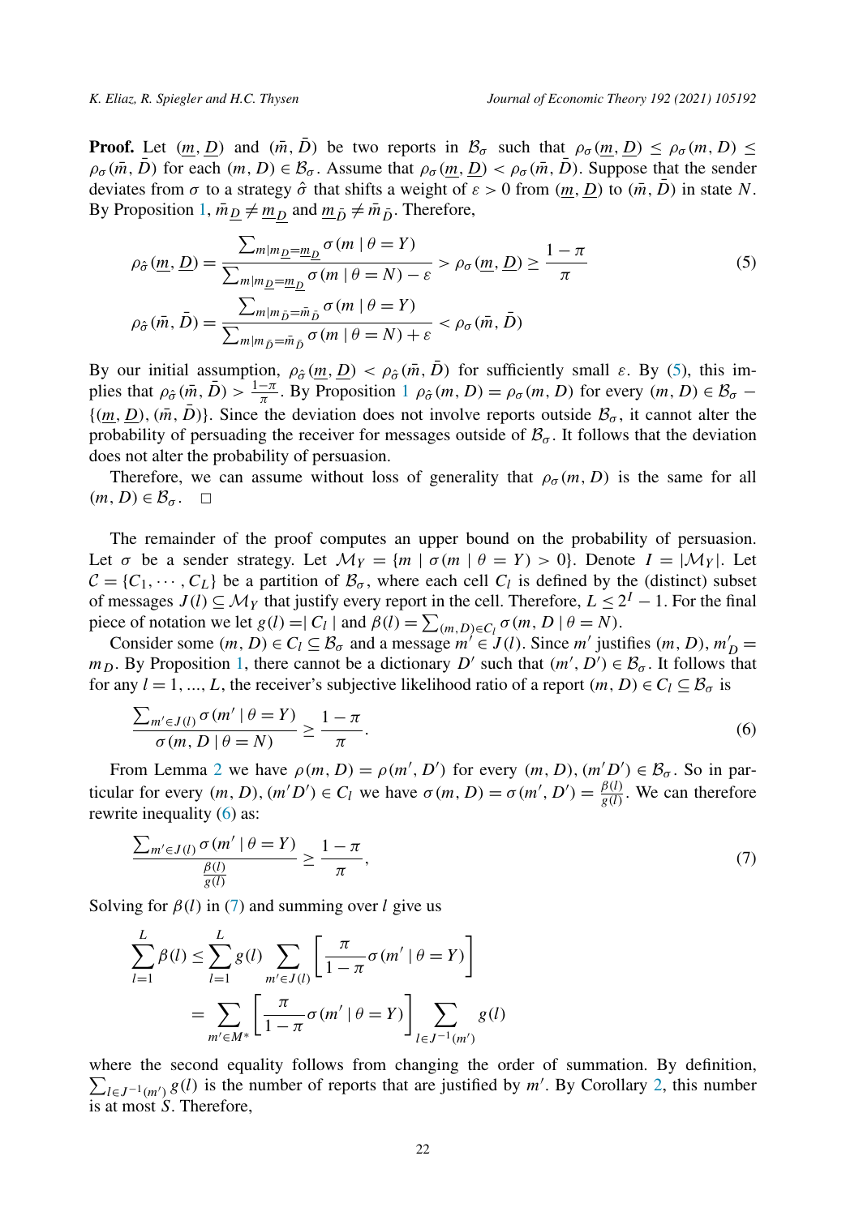**Proof.** Let $(\underline{m}, \underline{D})$ and $(\bar{m}, \bar{D})$ be two reports in $\mathcal{B}_\sigma$ such that $\rho_\sigma(\underline{m}, \underline{D}) \leq \rho_\sigma(m, D) \leq \rho_\sigma(\bar{m}, \bar{D})$ for each $(m, D) \in \mathcal{B}_\sigma$. Assume that $\rho_\sigma(\underline{m}, \underline{D}) < \rho_\sigma(\bar{m}, \bar{D})$. Suppose that the sender deviates from $\sigma$ to a strategy $\hat{\sigma}$ that shifts a weight of $\varepsilon > 0$ from $(\underline{m}, \underline{D})$ to $(\bar{m}, \bar{D})$ in state $N$. By Proposition 1, $\bar{m}_{\underline{D}} \neq \underline{m}_{\underline{D}}$ and $\underline{m}_{\bar{D}} \neq \bar{m}_{\bar{D}}$. Therefore,

$$\rho_{\hat{\sigma}}(\underline{m}, \underline{D}) = \frac{\sum_{m|m_{\underline{D}}=\underline{m}_{\underline{D}}} \sigma(m \mid \theta = Y)}{\sum_{m|m_{\underline{D}}=\underline{m}_{\underline{D}}} \sigma(m \mid \theta = N) - \varepsilon} > \rho_\sigma(\underline{m}, \underline{D}) \geq \frac{1-\pi}{\pi} \tag{5}$$

$$\rho_{\hat{\sigma}}(\bar{m}, \bar{D}) = \frac{\sum_{m|m_{\bar{D}}=\bar{m}_{\bar{D}}} \sigma(m \mid \theta = Y)}{\sum_{m|m_{\bar{D}}=\bar{m}_{\bar{D}}} \sigma(m \mid \theta = N) + \varepsilon} < \rho_\sigma(\bar{m}, \bar{D})$$

By our initial assumption, $\rho_{\hat{\sigma}}(\underline{m}, \underline{D}) < \rho_{\hat{\sigma}}(\bar{m}, \bar{D})$ for sufficiently small $\varepsilon$. By (5), this implies that $\rho_{\hat{\sigma}}(\bar{m}, \bar{D}) > \frac{1-\pi}{\pi}$. By Proposition 1 $\rho_{\hat{\sigma}}(m, D) = \rho_\sigma(m, D)$ for every $(m, D) \in \mathcal{B}_\sigma - \{(\underline{m}, \underline{D}), (\bar{m}, \bar{D})\}$. Since the deviation does not involve reports outside $\mathcal{B}_\sigma$, it cannot alter the probability of persuading the receiver for messages outside of $\mathcal{B}_\sigma$. It follows that the deviation does not alter the probability of persuasion.

Therefore, we can assume without loss of generality that $\rho_\sigma(m, D)$ is the same for all $(m, D) \in \mathcal{B}_\sigma$. $\square$

The remainder of the proof computes an upper bound on the probability of persuasion. Let $\sigma$ be a sender strategy. Let $\mathcal{M}_Y = \{m \mid \sigma(m \mid \theta = Y) > 0\}$. Denote $I = |\mathcal{M}_Y|$. Let $\mathcal{C} = \{C_1, \cdots, C_L\}$ be a partition of $\mathcal{B}_\sigma$, where each cell $C_l$ is defined by the (distinct) subset of messages $J(l) \subseteq \mathcal{M}_Y$ that justify every report in the cell. Therefore, $L \leq 2^I - 1$. For the final piece of notation we let $g(l) = | C_l |$ and $\beta(l) = \sum_{(m,D) \in C_l} \sigma(m, D \mid \theta = N)$.

Consider some $(m, D) \in C_l \subseteq \mathcal{B}_\sigma$ and a message $m' \in J(l)$. Since $m'$ justifies $(m, D)$, $m'_D = m_D$. By Proposition 1, there cannot be a dictionary $D'$ such that $(m', D') \in \mathcal{B}_\sigma$. It follows that for any $l = 1, ..., L$, the receiver's subjective likelihood ratio of a report $(m, D) \in C_l \subseteq \mathcal{B}_\sigma$ is

$$\frac{\sum_{m' \in J(l)} \sigma(m' \mid \theta = Y)}{\sigma(m, D \mid \theta = N)} \geq \frac{1-\pi}{\pi}. \tag{6}$$

From Lemma 2 we have $\rho(m, D) = \rho(m', D')$ for every $(m, D), (m'D') \in \mathcal{B}_\sigma$. So in particular for every $(m, D), (m'D') \in C_l$ we have $\sigma(m, D) = \sigma(m', D') = \frac{\beta(l)}{g(l)}$. We can therefore rewrite inequality (6) as:

$$\frac{\sum_{m' \in J(l)} \sigma(m' \mid \theta = Y)}{\frac{\beta(l)}{g(l)}} \geq \frac{1-\pi}{\pi}, \tag{7}$$

Solving for $\beta(l)$ in (7) and summing over $l$ give us

$$\sum_{l=1}^{L} \beta(l) \leq \sum_{l=1}^{L} g(l) \sum_{m' \in J(l)} \left[ \frac{\pi}{1-\pi} \sigma(m' \mid \theta = Y) \right]$$

$$= \sum_{m' \in M^*} \left[ \frac{\pi}{1-\pi} \sigma(m' \mid \theta = Y) \right] \sum_{l \in J^{-1}(m')} g(l)$$

where the second equality follows from changing the order of summation. By definition, $\sum_{l \in J^{-1}(m')} g(l)$ is the number of reports that are justified by $m'$. By Corollary 2, this number is at most $S$. Therefore,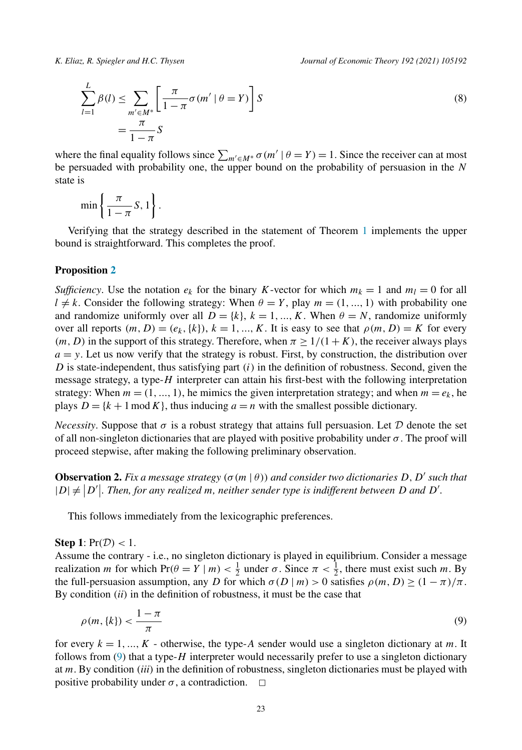$$\sum_{l=1}^{L} \beta(l) \leq \sum_{m' \in M^*} \left[ \frac{\pi}{1-\pi} \sigma(m' \mid \theta = Y) \right] S \tag{8}$$
$$= \frac{\pi}{1-\pi} S$$

where the final equality follows since $\sum_{m' \in M^*} \sigma(m' \mid \theta = Y) = 1$. Since the receiver can at most be persuaded with probability one, the upper bound on the probability of persuasion in the $N$ state is

$$\min \left\{ \frac{\pi}{1-\pi} S, 1 \right\}.$$

Verifying that the strategy described in the statement of Theorem 1 implements the upper bound is straightforward. This completes the proof.

**Proposition 2**

*Sufficiency*. Use the notation $e_k$ for the binary $K$-vector for which $m_k = 1$ and $m_l = 0$ for all $l \neq k$. Consider the following strategy: When $\theta = Y$, play $m = (1, ..., 1)$ with probability one and randomize uniformly over all $D = \{k\}$, $k = 1, ..., K$. When $\theta = N$, randomize uniformly over all reports $(m, D) = (e_k, \{k\})$, $k = 1, ..., K$. It is easy to see that $\rho(m, D) = K$ for every $(m, D)$ in the support of this strategy. Therefore, when $\pi \geq 1/(1 + K)$, the receiver always plays $a = y$. Let us now verify that the strategy is robust. First, by construction, the distribution over $D$ is state-independent, thus satisfying part $(i)$ in the definition of robustness. Second, given the message strategy, a type-$H$ interpreter can attain his first-best with the following interpretation strategy: When $m = (1, ..., 1)$, he mimics the given interpretation strategy; and when $m = e_k$, he plays $D = \{k + 1 \bmod K\}$, thus inducing $a = n$ with the smallest possible dictionary.

*Necessity*. Suppose that $\sigma$ is a robust strategy that attains full persuasion. Let $\mathcal{D}$ denote the set of all non-singleton dictionaries that are played with positive probability under $\sigma$. The proof will proceed stepwise, after making the following preliminary observation.

**Observation 2.** *Fix a message strategy $(\sigma(m \mid \theta))$ and consider two dictionaries $D$, $D'$ such that $|D| \neq |D'|$. Then, for any realized $m$, neither sender type is indifferent between $D$ and $D'$.*

This follows immediately from the lexicographic preferences.

**Step 1**: $\Pr(\mathcal{D}) < 1$.
Assume the contrary - i.e., no singleton dictionary is played in equilibrium. Consider a message realization $m$ for which $\Pr(\theta = Y \mid m) < \frac{1}{2}$ under $\sigma$. Since $\pi < \frac{1}{2}$, there must exist such $m$. By the full-persuasion assumption, any $D$ for which $\sigma(D \mid m) > 0$ satisfies $\rho(m, D) \geq (1 - \pi)/\pi$. By condition $(ii)$ in the definition of robustness, it must be the case that

$$\rho(m, \{k\}) < \frac{1-\pi}{\pi} \tag{9}$$

for every $k = 1, ..., K$ - otherwise, the type-$A$ sender would use a singleton dictionary at $m$. It follows from (9) that a type-$H$ interpreter would necessarily prefer to use a singleton dictionary at $m$. By condition $(iii)$ in the definition of robustness, singleton dictionaries must be played with positive probability under $\sigma$, a contradiction. $\square$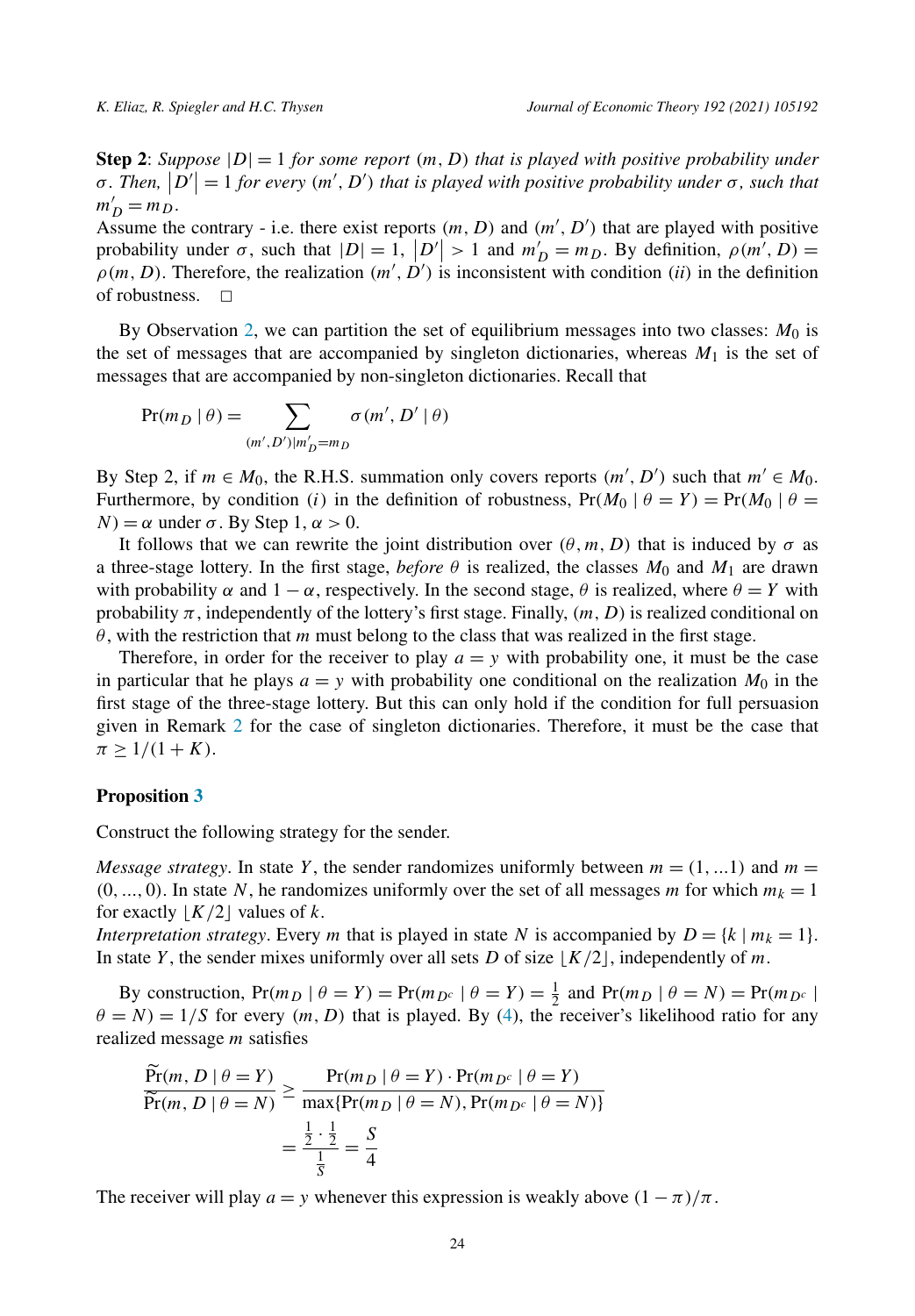**Step 2**: *Suppose $|D| = 1$ for some report $(m, D)$ that is played with positive probability under $\sigma$. Then, $|D'| = 1$ for every $(m', D')$ that is played with positive probability under $\sigma$, such that $m'_D = m_D$.*

Assume the contrary - i.e. there exist reports $(m, D)$ and $(m', D')$ that are played with positive probability under $\sigma$, such that $|D| = 1$, $|D'| > 1$ and $m'_D = m_D$. By definition, $\rho(m', D) = \rho(m, D)$. Therefore, the realization $(m', D')$ is inconsistent with condition $(ii)$ in the definition of robustness. $\square$

By Observation 2, we can partition the set of equilibrium messages into two classes: $M_0$ is the set of messages that are accompanied by singleton dictionaries, whereas $M_1$ is the set of messages that are accompanied by non-singleton dictionaries. Recall that

$$\Pr(m_D \mid \theta) = \sum_{(m', D') \mid m'_D = m_D} \sigma(m', D' \mid \theta)$$

By Step 2, if $m \in M_0$, the R.H.S. summation only covers reports $(m', D')$ such that $m' \in M_0$. Furthermore, by condition $(i)$ in the definition of robustness, $\Pr(M_0 \mid \theta = Y) = \Pr(M_0 \mid \theta = N) = \alpha$ under $\sigma$. By Step 1, $\alpha > 0$.

It follows that we can rewrite the joint distribution over $(\theta, m, D)$ that is induced by $\sigma$ as a three-stage lottery. In the first stage, *before* $\theta$ is realized, the classes $M_0$ and $M_1$ are drawn with probability $\alpha$ and $1 - \alpha$, respectively. In the second stage, $\theta$ is realized, where $\theta = Y$ with probability $\pi$, independently of the lottery's first stage. Finally, $(m, D)$ is realized conditional on $\theta$, with the restriction that $m$ must belong to the class that was realized in the first stage.

Therefore, in order for the receiver to play $a = y$ with probability one, it must be the case in particular that he plays $a = y$ with probability one conditional on the realization $M_0$ in the first stage of the three-stage lottery. But this can only hold if the condition for full persuasion given in Remark 2 for the case of singleton dictionaries. Therefore, it must be the case that $\pi \geq 1/(1 + K)$.

**Proposition 3**

Construct the following strategy for the sender.

*Message strategy*. In state $Y$, the sender randomizes uniformly between $m = (1, ...1)$ and $m = (0, ..., 0)$. In state $N$, he randomizes uniformly over the set of all messages $m$ for which $m_k = 1$ for exactly $\lfloor K/2 \rfloor$ values of $k$.

*Interpretation strategy*. Every $m$ that is played in state $N$ is accompanied by $D = \{k \mid m_k = 1\}$. In state $Y$, the sender mixes uniformly over all sets $D$ of size $\lfloor K/2 \rfloor$, independently of $m$.

By construction, $\Pr(m_D \mid \theta = Y) = \Pr(m_{D^c} \mid \theta = Y) = \frac{1}{2}$ and $\Pr(m_D \mid \theta = N) = \Pr(m_{D^c} \mid \theta = N) = 1/S$ for every $(m, D)$ that is played. By (4), the receiver's likelihood ratio for any realized message $m$ satisfies

$$\frac{\widetilde{\Pr}(m, D \mid \theta = Y)}{\widetilde{\Pr}(m, D \mid \theta = N)} \geq \frac{\Pr(m_D \mid \theta = Y) \cdot \Pr(m_{D^c} \mid \theta = Y)}{\max\{\Pr(m_D \mid \theta = N), \Pr(m_{D^c} \mid \theta = N)\}}$$

$$= \frac{\frac{1}{2} \cdot \frac{1}{2}}{\frac{1}{S}} = \frac{S}{4}$$

The receiver will play $a = y$ whenever this expression is weakly above $(1 - \pi)/\pi$.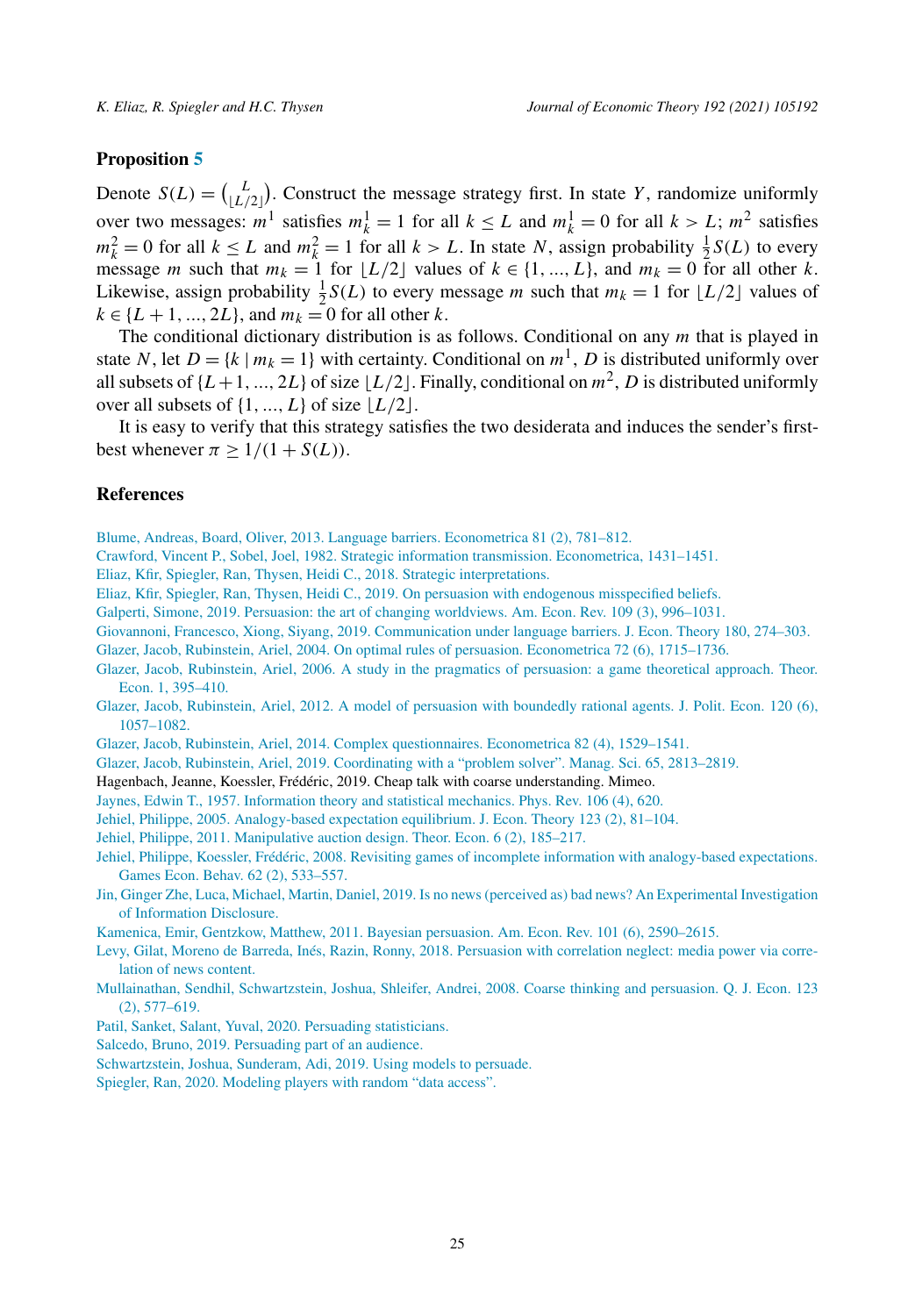**Proposition 5**

Denote $S(L) = \binom{L}{\lfloor L/2 \rfloor}$. Construct the message strategy first. In state $Y$, randomize uniformly over two messages: $m^1$ satisfies $m_k^1 = 1$ for all $k \leq L$ and $m_k^1 = 0$ for all $k > L$; $m^2$ satisfies $m_k^2 = 0$ for all $k \leq L$ and $m_k^2 = 1$ for all $k > L$. In state $N$, assign probability $\frac{1}{2}S(L)$ to every message $m$ such that $m_k = 1$ for $\lfloor L/2 \rfloor$ values of $k \in \{1, ..., L\}$, and $m_k = 0$ for all other $k$. Likewise, assign probability $\frac{1}{2}S(L)$ to every message $m$ such that $m_k = 1$ for $\lfloor L/2 \rfloor$ values of $k \in \{L+1, ..., 2L\}$, and $m_k = 0$ for all other $k$.

The conditional dictionary distribution is as follows. Conditional on any $m$ that is played in state $N$, let $D = \{k \mid m_k = 1\}$ with certainty. Conditional on $m^1$, $D$ is distributed uniformly over all subsets of $\{L+1, ..., 2L\}$ of size $\lfloor L/2 \rfloor$. Finally, conditional on $m^2$, $D$ is distributed uniformly over all subsets of $\{1, ..., L\}$ of size $\lfloor L/2 \rfloor$.

It is easy to verify that this strategy satisfies the two desiderata and induces the sender's first-best whenever $\pi \geq 1/(1 + S(L))$.

## References

Blume, Andreas, Board, Oliver, 2013. Language barriers. Econometrica 81 (2), 781–812.

Crawford, Vincent P., Sobel, Joel, 1982. Strategic information transmission. Econometrica, 1431–1451.

Eliaz, Kfir, Spiegler, Ran, Thysen, Heidi C., 2018. Strategic interpretations.

Eliaz, Kfir, Spiegler, Ran, Thysen, Heidi C., 2019. On persuasion with endogenous misspecified beliefs.

Galperti, Simone, 2019. Persuasion: the art of changing worldviews. Am. Econ. Rev. 109 (3), 996–1031.

Giovannoni, Francesco, Xiong, Siyang, 2019. Communication under language barriers. J. Econ. Theory 180, 274–303.

Glazer, Jacob, Rubinstein, Ariel, 2004. On optimal rules of persuasion. Econometrica 72 (6), 1715–1736.

Glazer, Jacob, Rubinstein, Ariel, 2006. A study in the pragmatics of persuasion: a game theoretical approach. Theor. Econ. 1, 395–410.

Glazer, Jacob, Rubinstein, Ariel, 2012. A model of persuasion with boundedly rational agents. J. Polit. Econ. 120 (6), 1057–1082.

Glazer, Jacob, Rubinstein, Ariel, 2014. Complex questionnaires. Econometrica 82 (4), 1529–1541.

Glazer, Jacob, Rubinstein, Ariel, 2019. Coordinating with a "problem solver". Manag. Sci. 65, 2813–2819.

Hagenbach, Jeanne, Koessler, Frédéric, 2019. Cheap talk with coarse understanding. Mimeo.

Jaynes, Edwin T., 1957. Information theory and statistical mechanics. Phys. Rev. 106 (4), 620.

Jehiel, Philippe, 2005. Analogy-based expectation equilibrium. J. Econ. Theory 123 (2), 81–104.

Jehiel, Philippe, 2011. Manipulative auction design. Theor. Econ. 6 (2), 185–217.

Jehiel, Philippe, Koessler, Frédéric, 2008. Revisiting games of incomplete information with analogy-based expectations. Games Econ. Behav. 62 (2), 533–557.

Jin, Ginger Zhe, Luca, Michael, Martin, Daniel, 2019. Is no news (perceived as) bad news? An Experimental Investigation of Information Disclosure.

Kamenica, Emir, Gentzkow, Matthew, 2011. Bayesian persuasion. Am. Econ. Rev. 101 (6), 2590–2615.

Levy, Gilat, Moreno de Barreda, Inés, Razin, Ronny, 2018. Persuasion with correlation neglect: media power via correlation of news content.

Mullainathan, Sendhil, Schwartzstein, Joshua, Shleifer, Andrei, 2008. Coarse thinking and persuasion. Q. J. Econ. 123 (2), 577–619.

Patil, Sanket, Salant, Yuval, 2020. Persuading statisticians.

Salcedo, Bruno, 2019. Persuading part of an audience.

Schwartzstein, Joshua, Sunderam, Adi, 2019. Using models to persuade.

Spiegler, Ran, 2020. Modeling players with random "data access".